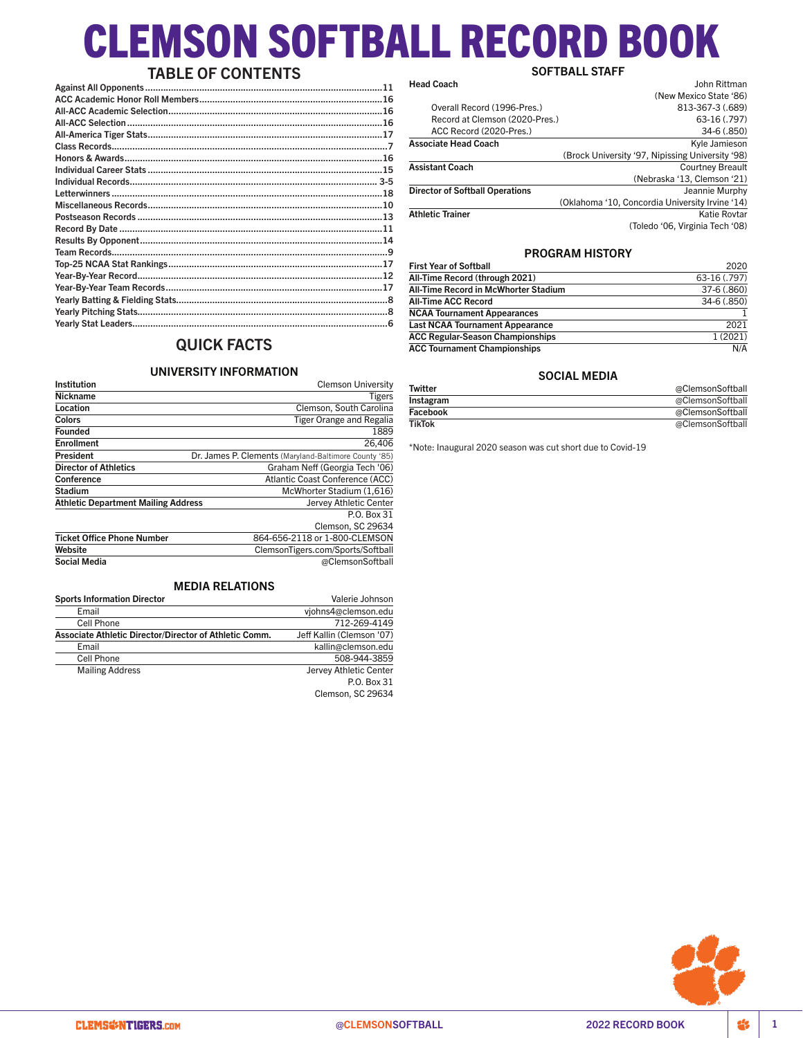# CLEMSON SOFTBALL RECORD BOOK

## TABLE OF CONTENTS

| Section | Page |
|---|---|
| Against All Opponents | 11 |
| ACC Academic Honor Roll Members | 16 |
| All-ACC Academic Selection | 16 |
| All-ACC Selection | 16 |
| All-America Tiger Stats | 17 |
| Class Records | 7 |
| Honors & Awards | 16 |
| Individual Career Stats | 15 |
| Individual Records | 3-5 |
| Letterwinners | 18 |
| Miscellaneous Records | 10 |
| Postseason Records | 13 |
| Record By Date | 11 |
| Results By Opponent | 14 |
| Team Records | 9 |
| Top-25 NCAA Stat Rankings | 17 |
| Year-By-Year Record | 12 |
| Year-By-Year Team Records | 17 |
| Yearly Batting & Fielding Stats | 8 |
| Yearly Pitching Stats | 8 |
| Yearly Stat Leaders | 6 |

## QUICK FACTS

### UNIVERSITY INFORMATION

| | |
|---|---|
| **Institution** | Clemson University |
| **Nickname** | Tigers |
| **Location** | Clemson, South Carolina |
| **Colors** | Tiger Orange and Regalia |
| **Founded** | 1889 |
| **Enrollment** | 26,406 |
| **President** | Dr. James P. Clements (Maryland-Baltimore County '85) |
| **Director of Athletics** | Graham Neff (Georgia Tech '06) |
| **Conference** | Atlantic Coast Conference (ACC) |
| **Stadium** | McWhorter Stadium (1,616) |
| **Athletic Department Mailing Address** | Jervey Athletic Center, P.O. Box 31, Clemson, SC 29634 |
| **Ticket Office Phone Number** | 864-656-2118 or 1-800-CLEMSON |
| **Website** | ClemsonTigers.com/Sports/Softball |
| **Social Media** | @ClemsonSoftball |

### MEDIA RELATIONS

| | |
|---|---|
| **Sports Information Director** | Valerie Johnson |
| Email | vjohns4@clemson.edu |
| Cell Phone | 712-269-4149 |
| **Associate Athletic Director/Director of Athletic Comm.** | Jeff Kallin (Clemson '07) |
| Email | kallin@clemson.edu |
| Cell Phone | 508-944-3859 |
| Mailing Address | Jervey Athletic Center, P.O. Box 31, Clemson, SC 29634 |

### SOFTBALL STAFF

| | |
|---|---|
| **Head Coach** | John Rittman (New Mexico State '86) |
| Overall Record (1996-Pres.) | 813-367-3 (.689) |
| Record at Clemson (2020-Pres.) | 63-16 (.797) |
| ACC Record (2020-Pres.) | 34-6 (.850) |
| **Associate Head Coach** | Kyle Jamieson (Brock University '97, Nipissing University '98) |
| **Assistant Coach** | Courtney Breault (Nebraska '13, Clemson '21) |
| **Director of Softball Operations** | Jeannie Murphy (Oklahoma '10, Concordia University Irvine '14) |
| **Athletic Trainer** | Katie Rovtar (Toledo '06, Virginia Tech '08) |

### PROGRAM HISTORY

| | |
|---|---|
| **First Year of Softball** | 2020 |
| **All-Time Record (through 2021)** | 63-16 (.797) |
| **All-Time Record in McWhorter Stadium** | 37-6 (.860) |
| **All-Time ACC Record** | 34-6 (.850) |
| **NCAA Tournament Appearances** | 1 |
| **Last NCAA Tournament Appearance** | 2021 |
| **ACC Regular-Season Championships** | 1 (2021) |
| **ACC Tournament Championships** | N/A |

### SOCIAL MEDIA

| | |
|---|---|
| **Twitter** | @ClemsonSoftball |
| **Instagram** | @ClemsonSoftball |
| **Facebook** | @ClemsonSoftball |
| **TikTok** | @ClemsonSoftball |

*Note: Inaugural 2020 season was cut short due to Covid-19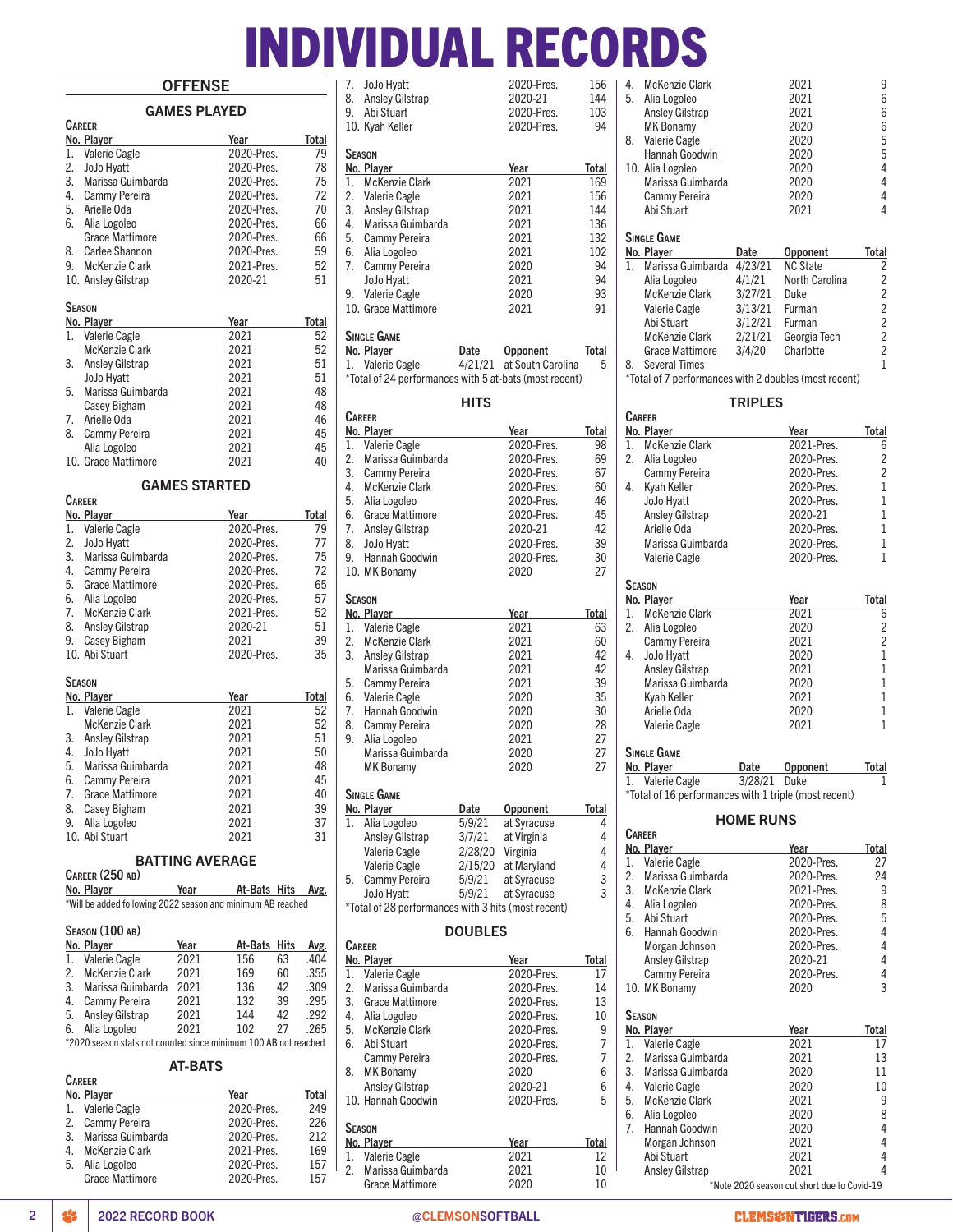# INDIVIDUAL RECORDS

## OFFENSE

### GAMES PLAYED

**Career**

| No. | Player | Year | Total |
|---|---|---|---|
| 1. | Valerie Cagle | 2020-Pres. | 79 |
| 2. | JoJo Hyatt | 2020-Pres. | 78 |
| 3. | Marissa Guimbarda | 2020-Pres. | 75 |
| 4. | Cammy Pereira | 2020-Pres. | 72 |
| 5. | Arielle Oda | 2020-Pres. | 70 |
| 6. | Alia Logoleo | 2020-Pres. | 66 |
| | Grace Mattimore | 2020-Pres. | 66 |
| 8. | Carlee Shannon | 2020-Pres. | 59 |
| 9. | McKenzie Clark | 2021-Pres. | 52 |
| 10. | Ansley Gilstrap | 2020-21 | 51 |

**Season**

| No. | Player | Year | Total |
|---|---|---|---|
| 1. | Valerie Cagle | 2021 | 52 |
| | McKenzie Clark | 2021 | 52 |
| 3. | Ansley Gilstrap | 2021 | 51 |
| | JoJo Hyatt | 2021 | 51 |
| 5. | Marissa Guimbarda | 2021 | 48 |
| | Casey Bigham | 2021 | 48 |
| 7. | Arielle Oda | 2021 | 46 |
| 8. | Cammy Pereira | 2021 | 45 |
| | Alia Logoleo | 2021 | 45 |
| 10. | Grace Mattimore | 2021 | 40 |

### GAMES STARTED

**Career**

| No. | Player | Year | Total |
|---|---|---|---|
| 1. | Valerie Cagle | 2020-Pres. | 79 |
| 2. | JoJo Hyatt | 2020-Pres. | 77 |
| 3. | Marissa Guimbarda | 2020-Pres. | 75 |
| 4. | Cammy Pereira | 2020-Pres. | 72 |
| 5. | Grace Mattimore | 2020-Pres. | 65 |
| 6. | Alia Logoleo | 2020-Pres. | 57 |
| 7. | McKenzie Clark | 2021-Pres. | 52 |
| 8. | Ansley Gilstrap | 2020-21 | 51 |
| 9. | Casey Bigham | 2021 | 39 |
| 10. | Abi Stuart | 2020-Pres. | 35 |

**Season**

| No. | Player | Year | Total |
|---|---|---|---|
| 1. | Valerie Cagle | 2021 | 52 |
| | McKenzie Clark | 2021 | 52 |
| 3. | Ansley Gilstrap | 2021 | 51 |
| 4. | JoJo Hyatt | 2021 | 50 |
| 5. | Marissa Guimbarda | 2021 | 48 |
| 6. | Cammy Pereira | 2021 | 45 |
| 7. | Grace Mattimore | 2021 | 40 |
| 8. | Casey Bigham | 2021 | 39 |
| 9. | Alia Logoleo | 2021 | 37 |
| 10. | Abi Stuart | 2021 | 31 |

### BATTING AVERAGE

**Career (250 AB)**

| No. | Player | Year | At-Bats | Hits | Avg. |
|---|---|---|---|---|---|

*Will be added following 2022 season and minimum AB reached

**Season (100 AB)**

| No. | Player | Year | At-Bats | Hits | Avg. |
|---|---|---|---|---|---|
| 1. | Valerie Cagle | 2021 | 156 | 63 | .404 |
| 2. | McKenzie Clark | 2021 | 169 | 60 | .355 |
| 3. | Marissa Guimbarda | 2021 | 136 | 42 | .309 |
| 4. | Cammy Pereira | 2021 | 132 | 39 | .295 |
| 5. | Ansley Gilstrap | 2021 | 144 | 42 | .292 |
| 6. | Alia Logoleo | 2021 | 102 | 27 | .265 |

*2020 season stats not counted since minimum 100 AB not reached

### AT-BATS

**Career**

| No. | Player | Year | Total |
|---|---|---|---|
| 1. | Valerie Cagle | 2020-Pres. | 249 |
| 2. | Cammy Pereira | 2020-Pres. | 226 |
| 3. | Marissa Guimbarda | 2020-Pres. | 212 |
| 4. | McKenzie Clark | 2021-Pres. | 169 |
| 5. | Alia Logoleo | 2020-Pres. | 157 |
| | Grace Mattimore | 2020-Pres. | 157 |
| 7. | JoJo Hyatt | 2020-Pres. | 156 |
| 8. | Ansley Gilstrap | 2020-21 | 144 |
| 9. | Abi Stuart | 2020-Pres. | 103 |
| 10. | Kyah Keller | 2020-Pres. | 94 |

**Season**

| No. | Player | Year | Total |
|---|---|---|---|
| 1. | McKenzie Clark | 2021 | 169 |
| 2. | Valerie Cagle | 2021 | 156 |
| 3. | Ansley Gilstrap | 2021 | 144 |
| 4. | Marissa Guimbarda | 2021 | 136 |
| 5. | Cammy Pereira | 2021 | 132 |
| 6. | Alia Logoleo | 2021 | 102 |
| 7. | Cammy Pereira | 2020 | 94 |
| | JoJo Hyatt | 2021 | 94 |
| 9. | Valerie Cagle | 2020 | 93 |
| 10. | Grace Mattimore | 2021 | 91 |

**Single Game**

| No. | Player | Date | Opponent | Total |
|---|---|---|---|---|
| 1. | Valerie Cagle | 4/21/21 | at South Carolina | 5 |

*Total of 24 performances with 5 at-bats (most recent)

### HITS

**Career**

| No. | Player | Year | Total |
|---|---|---|---|
| 1. | Valerie Cagle | 2020-Pres. | 98 |
| 2. | Marissa Guimbarda | 2020-Pres. | 69 |
| 3. | Cammy Pereira | 2020-Pres. | 67 |
| 4. | McKenzie Clark | 2020-Pres. | 60 |
| 5. | Alia Logoleo | 2020-Pres. | 46 |
| 6. | Grace Mattimore | 2020-Pres. | 45 |
| 7. | Ansley Gilstrap | 2020-21 | 42 |
| 8. | JoJo Hyatt | 2020-Pres. | 39 |
| 9. | Hannah Goodwin | 2020-Pres. | 30 |
| 10. | MK Bonamy | 2020 | 27 |

**Season**

| No. | Player | Year | Total |
|---|---|---|---|
| 1. | Valerie Cagle | 2021 | 63 |
| 2. | McKenzie Clark | 2021 | 60 |
| 3. | Ansley Gilstrap | 2021 | 42 |
| | Marissa Guimbarda | 2021 | 42 |
| 5. | Cammy Pereira | 2021 | 39 |
| 6. | Valerie Cagle | 2020 | 35 |
| 7. | Hannah Goodwin | 2020 | 30 |
| 8. | Cammy Pereira | 2020 | 28 |
| 9. | Alia Logoleo | 2021 | 27 |
| | Marissa Guimbarda | 2020 | 27 |
| | MK Bonamy | 2020 | 27 |

**Single Game**

| No. | Player | Date | Opponent | Total |
|---|---|---|---|---|
| 1. | Alia Logoleo | 5/9/21 | at Syracuse | 4 |
| | Ansley Gilstrap | 3/7/21 | at Virginia | 4 |
| | Valerie Cagle | 2/28/20 | Virginia | 4 |
| | Valerie Cagle | 2/15/20 | at Maryland | 4 |
| 5. | Cammy Pereira | 5/9/21 | at Syracuse | 3 |
| | JoJo Hyatt | 5/9/21 | at Syracuse | 3 |

*Total of 28 performances with 3 hits (most recent)

### DOUBLES

**Career**

| No. | Player | Year | Total |
|---|---|---|---|
| 1. | Valerie Cagle | 2020-Pres. | 17 |
| 2. | Marissa Guimbarda | 2020-Pres. | 14 |
| 3. | Grace Mattimore | 2020-Pres. | 13 |
| 4. | Alia Logoleo | 2020-Pres. | 10 |
| 5. | McKenzie Clark | 2020-Pres. | 9 |
| 6. | Abi Stuart | 2020-Pres. | 7 |
| | Cammy Pereira | 2020-Pres. | 7 |
| 8. | MK Bonamy | 2020 | 6 |
| | Ansley Gilstrap | 2020-21 | 6 |
| 10. | Hannah Goodwin | 2020-Pres. | 5 |

**Season**

| No. | Player | Year | Total |
|---|---|---|---|
| 1. | Valerie Cagle | 2021 | 12 |
| 2. | Marissa Guimbarda | 2021 | 10 |
| | Grace Mattimore | 2020 | 10 |
| 4. | McKenzie Clark | 2021 | 9 |
| 5. | Alia Logoleo | 2021 | 6 |
| | Ansley Gilstrap | 2021 | 6 |
| | MK Bonamy | 2020 | 6 |
| 8. | Valerie Cagle | 2020 | 5 |
| | Hannah Goodwin | 2020 | 5 |
| 10. | Alia Logoleo | 2020 | 4 |
| | Marissa Guimbarda | 2020 | 4 |
| | Cammy Pereira | 2020 | 4 |
| | Abi Stuart | 2021 | 4 |

**Single Game**

| No. | Player | Date | Opponent | Total |
|---|---|---|---|---|
| 1. | Marissa Guimbarda | 4/23/21 | NC State | 2 |
| | Alia Logoleo | 4/1/21 | North Carolina | 2 |
| | McKenzie Clark | 3/27/21 | Duke | 2 |
| | Valerie Cagle | 3/13/21 | Furman | 2 |
| | Abi Stuart | 3/12/21 | Furman | 2 |
| | McKenzie Clark | 2/21/21 | Georgia Tech | 2 |
| | Grace Mattimore | 3/4/20 | Charlotte | 2 |
| 8. | Several Times | | | 1 |

*Total of 7 performances with 2 doubles (most recent)

### TRIPLES

**Career**

| No. | Player | Year | Total |
|---|---|---|---|
| 1. | McKenzie Clark | 2021-Pres. | 6 |
| 2. | Alia Logoleo | 2020-Pres. | 2 |
| | Cammy Pereira | 2020-Pres. | 2 |
| 4. | Kyah Keller | 2020-Pres. | 1 |
| | JoJo Hyatt | 2020-Pres. | 1 |
| | Ansley Gilstrap | 2020-21 | 1 |
| | Arielle Oda | 2020-Pres. | 1 |
| | Marissa Guimbarda | 2020-Pres. | 1 |
| | Valerie Cagle | 2020-Pres. | 1 |

**Season**

| No. | Player | Year | Total |
|---|---|---|---|
| 1. | McKenzie Clark | 2021 | 6 |
| 2. | Alia Logoleo | 2020 | 2 |
| | Cammy Pereira | 2021 | 2 |
| 4. | JoJo Hyatt | 2020 | 1 |
| | Ansley Gilstrap | 2021 | 1 |
| | Marissa Guimbarda | 2020 | 1 |
| | Kyah Keller | 2021 | 1 |
| | Arielle Oda | 2020 | 1 |
| | Valerie Cagle | 2021 | 1 |

**Single Game**

| No. | Player | Date | Opponent | Total |
|---|---|---|---|---|
| 1. | Valerie Cagle | 3/28/21 | Duke | 1 |

*Total of 16 performances with 1 triple (most recent)

### HOME RUNS

**Career**

| No. | Player | Year | Total |
|---|---|---|---|
| 1. | Valerie Cagle | 2020-Pres. | 27 |
| 2. | Marissa Guimbarda | 2020-Pres. | 24 |
| 3. | McKenzie Clark | 2021-Pres. | 9 |
| 4. | Alia Logoleo | 2020-Pres. | 8 |
| 5. | Abi Stuart | 2020-Pres. | 5 |
| 6. | Hannah Goodwin | 2020-Pres. | 4 |
| | Morgan Johnson | 2020-Pres. | 4 |
| | Ansley Gilstrap | 2020-21 | 4 |
| | Cammy Pereira | 2020-Pres. | 4 |
| 10. | MK Bonamy | 2020 | 3 |

**Season**

| No. | Player | Year | Total |
|---|---|---|---|
| 1. | Valerie Cagle | 2021 | 17 |
| 2. | Marissa Guimbarda | 2021 | 13 |
| 3. | Marissa Guimbarda | 2020 | 11 |
| 4. | Valerie Cagle | 2020 | 10 |
| 5. | McKenzie Clark | 2021 | 9 |
| 6. | Alia Logoleo | 2020 | 8 |
| 7. | Hannah Goodwin | 2020 | 4 |
| | Morgan Johnson | 2021 | 4 |
| | Abi Stuart | 2021 | 4 |
| | Ansley Gilstrap | 2021 | 4 |

*Note 2020 season cut short due to Covid-19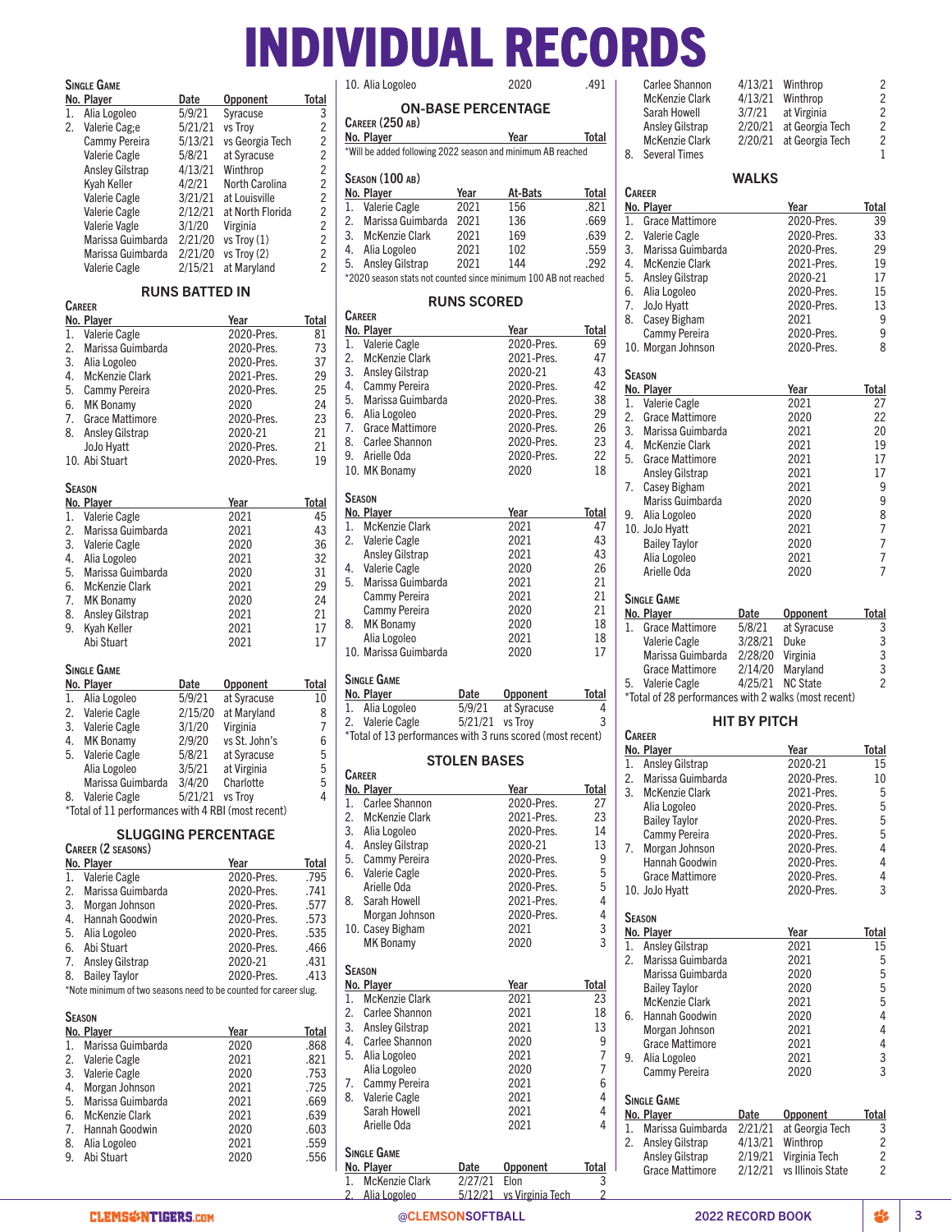# INDIVIDUAL RECORDS

### Single Game

| No. | Player | Date | Opponent | Total |
|---|---|---|---|---|
| 1. | Alia Logoleo | 5/9/21 | Syracuse | 3 |
| 2. | Valerie Cag;e | 5/21/21 | vs Troy | 2 |
| | Cammy Pereira | 5/13/21 | vs Georgia Tech | 2 |
| | Valerie Cagle | 5/8/21 | at Syracuse | 2 |
| | Ansley Gilstrap | 4/13/21 | Winthrop | 2 |
| | Kyah Keller | 4/2/21 | North Carolina | 2 |
| | Valerie Cagle | 3/21/21 | at Louisville | 2 |
| | Valerie Cagle | 2/12/21 | at North Florida | 2 |
| | Valerie Vagle | 3/1/20 | Virginia | 2 |
| | Marissa Guimbarda | 2/21/20 | vs Troy (1) | 2 |
| | Marissa Guimbarda | 2/21/20 | vs Troy (2) | 2 |
| | Valerie Cagle | 2/15/21 | at Maryland | 2 |

## RUNS BATTED IN

### Career

| No. | Player | Year | Total |
|---|---|---|---|
| 1. | Valerie Cagle | 2020-Pres. | 81 |
| 2. | Marissa Guimbarda | 2020-Pres. | 73 |
| 3. | Alia Logoleo | 2020-Pres. | 37 |
| 4. | McKenzie Clark | 2021-Pres. | 29 |
| 5. | Cammy Pereira | 2020-Pres. | 25 |
| 6. | MK Bonamy | 2020 | 24 |
| 7. | Grace Mattimore | 2020-Pres. | 23 |
| 8. | Ansley Gilstrap | 2020-21 | 21 |
| | JoJo Hyatt | 2020-Pres. | 21 |
| 10. | Abi Stuart | 2020-Pres. | 19 |

### Season

| No. | Player | Year | Total |
|---|---|---|---|
| 1. | Valerie Cagle | 2021 | 45 |
| 2. | Marissa Guimbarda | 2021 | 43 |
| 3. | Valerie Cagle | 2020 | 36 |
| 4. | Alia Logoleo | 2021 | 32 |
| 5. | Marissa Guimbarda | 2020 | 31 |
| 6. | McKenzie Clark | 2021 | 29 |
| 7. | MK Bonamy | 2020 | 24 |
| 8. | Ansley Gilstrap | 2021 | 21 |
| 9. | Kyah Keller | 2021 | 17 |
| | Abi Stuart | 2021 | 17 |

### Single Game

| No. | Player | Date | Opponent | Total |
|---|---|---|---|---|
| 1. | Alia Logoleo | 5/9/21 | at Syracuse | 10 |
| 2. | Valerie Cagle | 2/15/20 | at Maryland | 8 |
| 3. | Valerie Cagle | 3/1/20 | Virginia | 7 |
| 4. | MK Bonamy | 2/9/20 | vs St. John's | 6 |
| 5. | Valerie Cagle | 5/8/21 | at Syracuse | 5 |
| | Alia Logoleo | 3/5/21 | at Virginia | 5 |
| | Marissa Guimbarda | 3/4/20 | Charlotte | 5 |
| 8. | Valerie Cagle | 5/21/21 | vs Troy | 4 |

*Total of 11 performances with 4 RBI (most recent)

## SLUGGING PERCENTAGE

### Career (2 seasons)

| No. | Player | Year | Total |
|---|---|---|---|
| 1. | Valerie Cagle | 2020-Pres. | .795 |
| 2. | Marissa Guimbarda | 2020-Pres. | .741 |
| 3. | Morgan Johnson | 2020-Pres. | .577 |
| 4. | Hannah Goodwin | 2020-Pres. | .573 |
| 5. | Alia Logoleo | 2020-Pres. | .535 |
| 6. | Abi Stuart | 2020-Pres. | .466 |
| 7. | Ansley Gilstrap | 2020-21 | .431 |
| 8. | Bailey Taylor | 2020-Pres. | .413 |

*Note minimum of two seasons need to be counted for career slug.

### Season

| No. | Player | Year | Total |
|---|---|---|---|
| 1. | Marissa Guimbarda | 2020 | .868 |
| 2. | Valerie Cagle | 2021 | .821 |
| 3. | Valerie Cagle | 2020 | .753 |
| 4. | Morgan Johnson | 2021 | .725 |
| 5. | Marissa Guimbarda | 2021 | .669 |
| 6. | McKenzie Clark | 2021 | .639 |
| 7. | Hannah Goodwin | 2020 | .603 |
| 8. | Alia Logoleo | 2021 | .559 |
| 9. | Abi Stuart | 2020 | .556 |
| 10. | Alia Logoleo | 2020 | .491 |

## ON-BASE PERCENTAGE

### Career (250 AB)

| No. | Player | Year | Total |
|---|---|---|---|

*Will be added following 2022 season and minimum AB reached

### Season (100 AB)

| No. | Player | Year | At-Bats | Total |
|---|---|---|---|---|
| 1. | Valerie Cagle | 2021 | 156 | .821 |
| 2. | Marissa Guimbarda | 2021 | 136 | .669 |
| 3. | McKenzie Clark | 2021 | 169 | .639 |
| 4. | Alia Logoleo | 2021 | 102 | .559 |
| 5. | Ansley Gilstrap | 2021 | 144 | .292 |

*2020 season stats not counted since minimum 100 AB not reached

## RUNS SCORED

### Career

| No. | Player | Year | Total |
|---|---|---|---|
| 1. | Valerie Cagle | 2020-Pres. | 69 |
| 2. | McKenzie Clark | 2021-Pres. | 47 |
| 3. | Ansley Gilstrap | 2020-21 | 43 |
| 4. | Cammy Pereira | 2020-Pres. | 42 |
| 5. | Marissa Guimbarda | 2020-Pres. | 38 |
| 6. | Alia Logoleo | 2020-Pres. | 29 |
| 7. | Grace Mattimore | 2020-Pres. | 26 |
| 8. | Carlee Shannon | 2020-Pres. | 23 |
| 9. | Arielle Oda | 2020-Pres. | 22 |
| 10. | MK Bonamy | 2020 | 18 |

### Season

| No. | Player | Year | Total |
|---|---|---|---|
| 1. | McKenzie Clark | 2021 | 47 |
| 2. | Valerie Cagle | 2021 | 43 |
| | Ansley Gilstrap | 2021 | 43 |
| 4. | Valerie Cagle | 2020 | 26 |
| 5. | Marissa Guimbarda | 2021 | 21 |
| | Cammy Pereira | 2021 | 21 |
| | Cammy Pereira | 2020 | 21 |
| 8. | MK Bonamy | 2020 | 18 |
| | Alia Logoleo | 2021 | 18 |
| 10. | Marissa Guimbarda | 2020 | 17 |

### Single Game

| No. | Player | Date | Opponent | Total |
|---|---|---|---|---|
| 1. | Alia Logoleo | 5/9/21 | at Syracuse | 4 |
| 2. | Valerie Cagle | 5/21/21 | vs Troy | 3 |

*Total of 13 performances with 3 runs scored (most recent)

## STOLEN BASES

### Career

| No. | Player | Year | Total |
|---|---|---|---|
| 1. | Carlee Shannon | 2020-Pres. | 27 |
| 2. | McKenzie Clark | 2021-Pres. | 23 |
| 3. | Alia Logoleo | 2020-Pres. | 14 |
| 4. | Ansley Gilstrap | 2020-21 | 13 |
| 5. | Cammy Pereira | 2020-Pres. | 9 |
| 6. | Valerie Cagle | 2020-Pres. | 5 |
| | Arielle Oda | 2020-Pres. | 5 |
| 8. | Sarah Howell | 2021-Pres. | 4 |
| | Morgan Johnson | 2020-Pres. | 4 |
| 10. | Casey Bigham | 2021 | 3 |
| | MK Bonamy | 2020 | 3 |

### Season

| No. | Player | Year | Total |
|---|---|---|---|
| 1. | McKenzie Clark | 2021 | 23 |
| 2. | Carlee Shannon | 2021 | 18 |
| 3. | Ansley Gilstrap | 2021 | 13 |
| 4. | Carlee Shannon | 2020 | 9 |
| 5. | Alia Logoleo | 2021 | 7 |
| | Alia Logoleo | 2020 | 7 |
| 7. | Cammy Pereira | 2021 | 6 |
| 8. | Valerie Cagle | 2021 | 4 |
| | Sarah Howell | 2021 | 4 |
| | Arielle Oda | 2021 | 4 |

### Single Game

| No. | Player | Date | Opponent | Total |
|---|---|---|---|---|
| 1. | McKenzie Clark | 2/27/21 | Elon | 3 |
| 2. | Alia Logoleo | 5/12/21 | vs Virginia Tech | 2 |
| | Carlee Shannon | 4/13/21 | Winthrop | 2 |
| | McKenzie Clark | 4/13/21 | Winthrop | 2 |
| | Sarah Howell | 3/7/21 | at Virginia | 2 |
| | Ansley Gilstrap | 2/20/21 | at Georgia Tech | 2 |
| | McKenzie Clark | 2/20/21 | at Georgia Tech | 2 |
| 8. | Several Times | | | 1 |

## WALKS

### Career

| No. | Player | Year | Total |
|---|---|---|---|
| 1. | Grace Mattimore | 2020-Pres. | 39 |
| 2. | Valerie Cagle | 2020-Pres. | 33 |
| 3. | Marissa Guimbarda | 2020-Pres. | 29 |
| 4. | McKenzie Clark | 2021-Pres. | 19 |
| 5. | Ansley Gilstrap | 2020-21 | 17 |
| 6. | Alia Logoleo | 2020-Pres. | 15 |
| 7. | JoJo Hyatt | 2020-Pres. | 13 |
| 8. | Casey Bigham | 2021 | 9 |
| | Cammy Pereira | 2020-Pres. | 9 |
| 10. | Morgan Johnson | 2020-Pres. | 8 |

### Season

| No. | Player | Year | Total |
|---|---|---|---|
| 1. | Valerie Cagle | 2021 | 27 |
| 2. | Grace Mattimore | 2020 | 22 |
| 3. | Marissa Guimbarda | 2021 | 20 |
| 4. | McKenzie Clark | 2021 | 19 |
| 5. | Grace Mattimore | 2021 | 17 |
| | Ansley Gilstrap | 2021 | 17 |
| 7. | Casey Bigham | 2021 | 9 |
| | Mariss Guimbarda | 2020 | 9 |
| 9. | Alia Logoleo | 2020 | 8 |
| 10. | JoJo Hyatt | 2021 | 7 |
| | Bailey Taylor | 2020 | 7 |
| | Alia Logoleo | 2021 | 7 |
| | Arielle Oda | 2020 | 7 |

### Single Game

| No. | Player | Date | Opponent | Total |
|---|---|---|---|---|
| 1. | Grace Mattimore | 5/8/21 | at Syracuse | 3 |
| | Valerie Cagle | 3/28/21 | Duke | 3 |
| | Marissa Guimbarda | 2/28/20 | Virginia | 3 |
| | Grace Mattimore | 2/14/20 | Maryland | 3 |
| 5. | Valerie Cagle | 4/25/21 | NC State | 2 |

*Total of 28 performances with 2 walks (most recent)

## HIT BY PITCH

### Career

| No. | Player | Year | Total |
|---|---|---|---|
| 1. | Ansley Gilstrap | 2020-21 | 15 |
| 2. | Marissa Guimbarda | 2020-Pres. | 10 |
| 3. | McKenzie Clark | 2021-Pres. | 5 |
| | Alia Logoleo | 2020-Pres. | 5 |
| | Bailey Taylor | 2020-Pres. | 5 |
| | Cammy Pereira | 2020-Pres. | 5 |
| 7. | Morgan Johnson | 2020-Pres. | 4 |
| | Hannah Goodwin | 2020-Pres. | 4 |
| | Grace Mattimore | 2020-Pres. | 4 |
| 10. | JoJo Hyatt | 2020-Pres. | 3 |

### Season

| No. | Player | Year | Total |
|---|---|---|---|
| 1. | Ansley Gilstrap | 2021 | 15 |
| 2. | Marissa Guimbarda | 2021 | 5 |
| | Marissa Guimbarda | 2020 | 5 |
| | Bailey Taylor | 2020 | 5 |
| | McKenzie Clark | 2021 | 5 |
| 6. | Hannah Goodwin | 2020 | 4 |
| | Morgan Johnson | 2021 | 4 |
| | Grace Mattimore | 2021 | 4 |
| 9. | Alia Logoleo | 2021 | 3 |
| | Cammy Pereira | 2020 | 3 |

### Single Game

| No. | Player | Date | Opponent | Total |
|---|---|---|---|---|
| 1. | Marissa Guimbarda | 2/21/21 | at Georgia Tech | 3 |
| 2. | Ansley Gilstrap | 4/13/21 | Winthrop | 2 |
| | Ansley Gilstrap | 2/19/21 | Virginia Tech | 2 |
| | Grace Mattimore | 2/12/21 | vs Illinois State | 2 |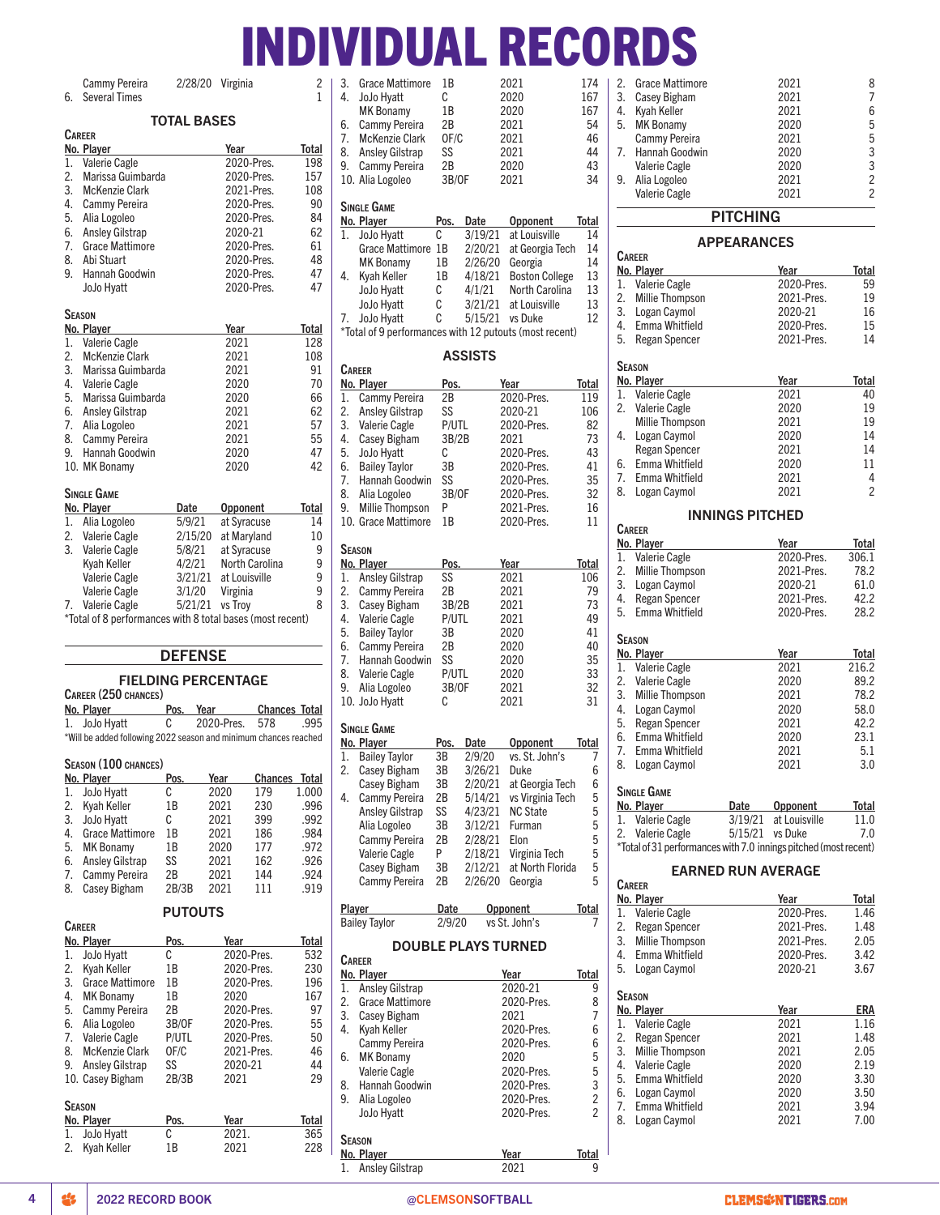# INDIVIDUAL RECORDS

| No. | Player | Date | Opponent | Total |
|---|---|---|---|---|
| | Cammy Pereira | 2/28/20 | Virginia | 2 |
| 6. | Several Times | | | 1 |

## TOTAL BASES

**Career**

| No. | Player | Year | Total |
|---|---|---|---|
| 1. | Valerie Cagle | 2020-Pres. | 198 |
| 2. | Marissa Guimbarda | 2020-Pres. | 157 |
| 3. | McKenzie Clark | 2021-Pres. | 108 |
| 4. | Cammy Pereira | 2020-Pres. | 90 |
| 5. | Alia Logoleo | 2020-Pres. | 84 |
| 6. | Ansley Gilstrap | 2020-21 | 62 |
| 7. | Grace Mattimore | 2020-Pres. | 61 |
| 8. | Abi Stuart | 2020-Pres. | 48 |
| 9. | Hannah Goodwin | 2020-Pres. | 47 |
| | JoJo Hyatt | 2020-Pres. | 47 |

**Season**

| No. | Player | Year | Total |
|---|---|---|---|
| 1. | Valerie Cagle | 2021 | 128 |
| 2. | McKenzie Clark | 2021 | 108 |
| 3. | Marissa Guimbarda | 2021 | 91 |
| 4. | Valerie Cagle | 2020 | 70 |
| 5. | Marissa Guimbarda | 2020 | 66 |
| 6. | Ansley Gilstrap | 2021 | 62 |
| 7. | Alia Logoleo | 2021 | 57 |
| 8. | Cammy Pereira | 2021 | 55 |
| 9. | Hannah Goodwin | 2020 | 47 |
| 10. | MK Bonamy | 2020 | 42 |

**Single Game**

| No. | Player | Date | Opponent | Total |
|---|---|---|---|---|
| 1. | Alia Logoleo | 5/9/21 | at Syracuse | 14 |
| 2. | Valerie Cagle | 2/15/20 | at Maryland | 10 |
| 3. | Valerie Cagle | 5/8/21 | at Syracuse | 9 |
| | Kyah Keller | 4/2/21 | North Carolina | 9 |
| | Valerie Cagle | 3/21/21 | at Louisville | 9 |
| | Valerie Cagle | 3/1/20 | Virginia | 9 |
| 7. | Valerie Cagle | 5/21/21 | vs Troy | 8 |

*Total of 8 performances with 8 total bases (most recent)

## DEFENSE

### FIELDING PERCENTAGE

**Career (250 chances)**

| No. | Player | Pos. | Year | Chances | Total |
|---|---|---|---|---|---|
| 1. | JoJo Hyatt | C | 2020-Pres. | 578 | .995 |

*Will be added following 2022 season and minimum chances reached

**Season (100 chances)**

| No. | Player | Pos. | Year | Chances | Total |
|---|---|---|---|---|---|
| 1. | JoJo Hyatt | C | 2020 | 179 | 1.000 |
| 2. | Kyah Keller | 1B | 2021 | 230 | .996 |
| 3. | JoJo Hyatt | C | 2021 | 399 | .992 |
| 4. | Grace Mattimore | 1B | 2021 | 186 | .984 |
| 5. | MK Bonamy | 1B | 2020 | 177 | .972 |
| 6. | Ansley Gilstrap | SS | 2021 | 162 | .926 |
| 7. | Cammy Pereira | 2B | 2021 | 144 | .924 |
| 8. | Casey Bigham | 2B/3B | 2021 | 111 | .919 |

### PUTOUTS

**Career**

| No. | Player | Pos. | Year | Total |
|---|---|---|---|---|
| 1. | JoJo Hyatt | C | 2020-Pres. | 532 |
| 2. | Kyah Keller | 1B | 2020-Pres. | 230 |
| 3. | Grace Mattimore | 1B | 2020-Pres. | 196 |
| 4. | MK Bonamy | 1B | 2020 | 167 |
| 5. | Cammy Pereira | 2B | 2020-Pres. | 97 |
| 6. | Alia Logoleo | 3B/OF | 2020-Pres. | 55 |
| 7. | Valerie Cagle | P/UTL | 2020-Pres. | 50 |
| 8. | McKenzie Clark | OF/C | 2021-Pres. | 46 |
| 9. | Ansley Gilstrap | SS | 2020-21 | 44 |
| 10. | Casey Bigham | 2B/3B | 2021 | 29 |

**Season**

| No. | Player | Pos. | Year | Total |
|---|---|---|---|---|
| 1. | JoJo Hyatt | C | 2021. | 365 |
| 2. | Kyah Keller | 1B | 2021 | 228 |
| 3. | Grace Mattimore | 1B | 2021 | 174 |
| 4. | JoJo Hyatt | C | 2020 | 167 |
| | MK Bonamy | 1B | 2020 | 167 |
| 6. | Cammy Pereira | 2B | 2021 | 54 |
| 7. | McKenzie Clark | OF/C | 2021 | 46 |
| 8. | Ansley Gilstrap | SS | 2021 | 44 |
| 9. | Cammy Pereira | 2B | 2020 | 43 |
| 10. | Alia Logoleo | 3B/OF | 2021 | 34 |

**Single Game**

| No. | Player | Pos. | Date | Opponent | Total |
|---|---|---|---|---|---|
| 1. | JoJo Hyatt | C | 3/19/21 | at Louisville | 14 |
| | Grace Mattimore | 1B | 2/20/21 | at Georgia Tech | 14 |
| | MK Bonamy | 1B | 2/26/20 | Georgia | 14 |
| 4. | Kyah Keller | 1B | 4/18/21 | Boston College | 13 |
| | JoJo Hyatt | C | 4/1/21 | North Carolina | 13 |
| | JoJo Hyatt | C | 3/21/21 | at Louisville | 13 |
| 7. | JoJo Hyatt | C | 5/15/21 | vs Duke | 12 |

*Total of 9 performances with 12 putouts (most recent)

### ASSISTS

**Career**

| No. | Player | Pos. | Year | Total |
|---|---|---|---|---|
| 1. | Cammy Pereira | 2B | 2020-Pres. | 119 |
| 2. | Ansley Gilstrap | SS | 2020-21 | 106 |
| 3. | Valerie Cagle | P/UTL | 2020-Pres. | 82 |
| 4. | Casey Bigham | 3B/2B | 2021 | 73 |
| 5. | JoJo Hyatt | C | 2020-Pres. | 43 |
| 6. | Bailey Taylor | 3B | 2020-Pres. | 41 |
| 7. | Hannah Goodwin | SS | 2020-Pres. | 35 |
| 8. | Alia Logoleo | 3B/OF | 2020-Pres. | 32 |
| 9. | Millie Thompson | P | 2021-Pres. | 16 |
| 10. | Grace Mattimore | 1B | 2020-Pres. | 11 |

**Season**

| No. | Player | Pos. | Year | Total |
|---|---|---|---|---|
| 1. | Ansley Gilstrap | SS | 2021 | 106 |
| 2. | Cammy Pereira | 2B | 2021 | 79 |
| 3. | Casey Bigham | 3B/2B | 2021 | 73 |
| 4. | Valerie Cagle | P/UTL | 2021 | 49 |
| 5. | Bailey Taylor | 3B | 2020 | 41 |
| 6. | Cammy Pereira | 2B | 2020 | 40 |
| 7. | Hannah Goodwin | SS | 2020 | 35 |
| 8. | Valerie Cagle | P/UTL | 2020 | 33 |
| 9. | Alia Logoleo | 3B/OF | 2021 | 32 |
| 10. | JoJo Hyatt | C | 2021 | 31 |

**Single Game**

| No. | Player | Pos. | Date | Opponent | Total |
|---|---|---|---|---|---|
| 1. | Bailey Taylor | 3B | 2/9/20 | vs. St. John's | 7 |
| 2. | Casey Bigham | 3B | 3/26/21 | Duke | 6 |
| | Casey Bigham | 3B | 2/20/21 | at Georgia Tech | 6 |
| 4. | Cammy Pereira | 2B | 5/14/21 | vs Virginia Tech | 5 |
| | Ansley Gilstrap | SS | 4/23/21 | NC State | 5 |
| | Alia Logoleo | 3B | 3/12/21 | Furman | 5 |
| | Cammy Pereira | 2B | 2/28/21 | Elon | 5 |
| | Valerie Cagle | P | 2/18/21 | Virginia Tech | 5 |
| | Casey Bigham | 3B | 2/12/21 | at North Florida | 5 |
| | Cammy Pereira | 2B | 2/26/20 | Georgia | 5 |

| Player | Date | Opponent | Total |
|---|---|---|---|
| Bailey Taylor | 2/9/20 | vs St. John's | 7 |

### DOUBLE PLAYS TURNED

**Career**

| No. | Player | Year | Total |
|---|---|---|---|
| 1. | Ansley Gilstrap | 2020-21 | 9 |
| 2. | Grace Mattimore | 2020-Pres. | 8 |
| 3. | Casey Bigham | 2021 | 7 |
| 4. | Kyah Keller | 2020-Pres. | 6 |
| | Cammy Pereira | 2020-Pres. | 6 |
| 6. | MK Bonamy | 2020 | 5 |
| | Valerie Cagle | 2020-Pres. | 5 |
| 8. | Hannah Goodwin | 2020-Pres. | 3 |
| 9. | Alia Logoleo | 2020-Pres. | 2 |
| | JoJo Hyatt | 2020-Pres. | 2 |

**Season**

| No. | Player | Year | Total |
|---|---|---|---|
| 1. | Ansley Gilstrap | 2021 | 9 |
| 2. | Grace Mattimore | 2021 | 8 |
| 3. | Casey Bigham | 2021 | 7 |
| 4. | Kyah Keller | 2021 | 6 |
| 5. | MK Bonamy | 2020 | 5 |
| | Cammy Pereira | 2021 | 5 |
| 7. | Hannah Goodwin | 2020 | 3 |
| | Valerie Cagle | 2020 | 3 |
| 9. | Alia Logoleo | 2021 | 2 |
| | Valerie Cagle | 2021 | 2 |

## PITCHING

### APPEARANCES

**Career**

| No. | Player | Year | Total |
|---|---|---|---|
| 1. | Valerie Cagle | 2020-Pres. | 59 |
| 2. | Millie Thompson | 2021-Pres. | 19 |
| 3. | Logan Caymol | 2020-21 | 16 |
| 4. | Emma Whitfield | 2020-Pres. | 15 |
| 5. | Regan Spencer | 2021-Pres. | 14 |

**Season**

| No. | Player | Year | Total |
|---|---|---|---|
| 1. | Valerie Cagle | 2021 | 40 |
| 2. | Valerie Cagle | 2020 | 19 |
| | Millie Thompson | 2021 | 19 |
| 4. | Logan Caymol | 2020 | 14 |
| | Regan Spencer | 2021 | 14 |
| 6. | Emma Whitfield | 2020 | 11 |
| 7. | Emma Whitfield | 2021 | 4 |
| 8. | Logan Caymol | 2021 | 2 |

### INNINGS PITCHED

**Career**

| No. | Player | Year | Total |
|---|---|---|---|
| 1. | Valerie Cagle | 2020-Pres. | 306.1 |
| 2. | Millie Thompson | 2021-Pres. | 78.2 |
| 3. | Logan Caymol | 2020-21 | 61.0 |
| 4. | Regan Spencer | 2021-Pres. | 42.2 |
| 5. | Emma Whitfield | 2020-Pres. | 28.2 |

**Season**

| No. | Player | Year | Total |
|---|---|---|---|
| 1. | Valerie Cagle | 2021 | 216.2 |
| 2. | Valerie Cagle | 2020 | 89.2 |
| 3. | Millie Thompson | 2021 | 78.2 |
| 4. | Logan Caymol | 2020 | 58.0 |
| 5. | Regan Spencer | 2021 | 42.2 |
| 6. | Emma Whitfield | 2020 | 23.1 |
| 7. | Emma Whitfield | 2021 | 5.1 |
| 8. | Logan Caymol | 2021 | 3.0 |

**Single Game**

| No. | Player | Date | Opponent | Total |
|---|---|---|---|---|
| 1. | Valerie Cagle | 3/19/21 | at Louisville | 11.0 |
| 2. | Valerie Cagle | 5/15/21 | vs Duke | 7.0 |

*Total of 31 performances with 7.0 innings pitched (most recent)

### EARNED RUN AVERAGE

**Career**

| No. | Player | Year | Total |
|---|---|---|---|
| 1. | Valerie Cagle | 2020-Pres. | 1.46 |
| 2. | Regan Spencer | 2021-Pres. | 1.48 |
| 3. | Millie Thompson | 2021-Pres. | 2.05 |
| 4. | Emma Whitfield | 2020-Pres. | 3.42 |
| 5. | Logan Caymol | 2020-21 | 3.67 |

**Season**

| No. | Player | Year | ERA |
|---|---|---|---|
| 1. | Valerie Cagle | 2021 | 1.16 |
| 2. | Regan Spencer | 2021 | 1.48 |
| 3. | Millie Thompson | 2021 | 2.05 |
| 4. | Valerie Cagle | 2020 | 2.19 |
| 5. | Emma Whitfield | 2020 | 3.30 |
| 6. | Logan Caymol | 2020 | 3.50 |
| 7. | Emma Whitfield | 2021 | 3.94 |
| 8. | Logan Caymol | 2021 | 7.00 |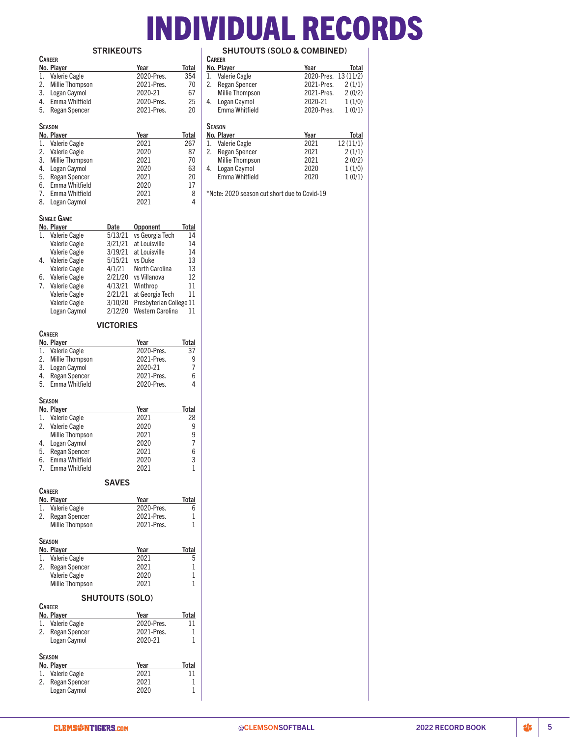# INDIVIDUAL RECORDS

## STRIKEOUTS

### Career

| No. | Player | Year | Total |
|---|---|---|---|
| 1. | Valerie Cagle | 2020-Pres. | 354 |
| 2. | Millie Thompson | 2021-Pres. | 70 |
| 3. | Logan Caymol | 2020-21 | 67 |
| 4. | Emma Whitfield | 2020-Pres. | 25 |
| 5. | Regan Spencer | 2021-Pres. | 20 |

### Season

| No. | Player | Year | Total |
|---|---|---|---|
| 1. | Valerie Cagle | 2021 | 267 |
| 2. | Valerie Cagle | 2020 | 87 |
| 3. | Millie Thompson | 2021 | 70 |
| 4. | Logan Caymol | 2020 | 63 |
| 5. | Regan Spencer | 2021 | 20 |
| 6. | Emma Whitfield | 2020 | 17 |
| 7. | Emma Whitfield | 2021 | 8 |
| 8. | Logan Caymol | 2021 | 4 |

### Single Game

| No. | Player | Date | Opponent | Total |
|---|---|---|---|---|
| 1. | Valerie Cagle | 5/13/21 | vs Georgia Tech | 14 |
| | Valerie Cagle | 3/21/21 | at Louisville | 14 |
| | Valerie Cagle | 3/19/21 | at Louisville | 14 |
| 4. | Valerie Cagle | 5/15/21 | vs Duke | 13 |
| | Valerie Cagle | 4/1/21 | North Carolina | 13 |
| 6. | Valerie Cagle | 2/21/20 | vs Villanova | 12 |
| 7. | Valerie Cagle | 4/13/21 | Winthrop | 11 |
| | Valerie Cagle | 2/21/21 | at Georgia Tech | 11 |
| | Valerie Cagle | 3/10/20 | Presbyterian College | 11 |
| | Logan Caymol | 2/12/20 | Western Carolina | 11 |

## VICTORIES

### Career

| No. | Player | Year | Total |
|---|---|---|---|
| 1. | Valerie Cagle | 2020-Pres. | 37 |
| 2. | Millie Thompson | 2021-Pres. | 9 |
| 3. | Logan Caymol | 2020-21 | 7 |
| 4. | Regan Spencer | 2021-Pres. | 6 |
| 5. | Emma Whitfield | 2020-Pres. | 4 |

### Season

| No. | Player | Year | Total |
|---|---|---|---|
| 1. | Valerie Cagle | 2021 | 28 |
| 2. | Valerie Cagle | 2020 | 9 |
| | Millie Thompson | 2021 | 9 |
| 4. | Logan Caymol | 2020 | 7 |
| 5. | Regan Spencer | 2021 | 6 |
| 6. | Emma Whitfield | 2020 | 3 |
| 7. | Emma Whitfield | 2021 | 1 |

## SAVES

### Career

| No. | Player | Year | Total |
|---|---|---|---|
| 1. | Valerie Cagle | 2020-Pres. | 6 |
| 2. | Regan Spencer | 2021-Pres. | 1 |
| | Millie Thompson | 2021-Pres. | 1 |

### Season

| No. | Player | Year | Total |
|---|---|---|---|
| 1. | Valerie Cagle | 2021 | 5 |
| 2. | Regan Spencer | 2021 | 1 |
| | Valerie Cagle | 2020 | 1 |
| | Millie Thompson | 2021 | 1 |

## SHUTOUTS (SOLO)

### Career

| No. | Player | Year | Total |
|---|---|---|---|
| 1. | Valerie Cagle | 2020-Pres. | 11 |
| 2. | Regan Spencer | 2021-Pres. | 1 |
| | Logan Caymol | 2020-21 | 1 |

### Season

| No. | Player | Year | Total |
|---|---|---|---|
| 1. | Valerie Cagle | 2021 | 11 |
| 2. | Regan Spencer | 2021 | 1 |
| | Logan Caymol | 2020 | 1 |

## SHUTOUTS (SOLO & COMBINED)

### Career

| No. | Player | Year | Total |
|---|---|---|---|
| 1. | Valerie Cagle | 2020-Pres. | 13 (11/2) |
| 2. | Regan Spencer | 2021-Pres. | 2 (1/1) |
| | Millie Thompson | 2021-Pres. | 2 (0/2) |
| 4. | Logan Caymol | 2020-21 | 1 (1/0) |
| | Emma Whitfield | 2020-Pres. | 1 (0/1) |

### Season

| No. | Player | Year | Total |
|---|---|---|---|
| 1. | Valerie Cagle | 2021 | 12 (11/1) |
| 2. | Regan Spencer | 2021 | 2 (1/1) |
| | Millie Thompson | 2021 | 2 (0/2) |
| 4. | Logan Caymol | 2020 | 1 (1/0) |
| | Emma Whitfield | 2020 | 1 (0/1) |

*Note: 2020 season cut short due to Covid-19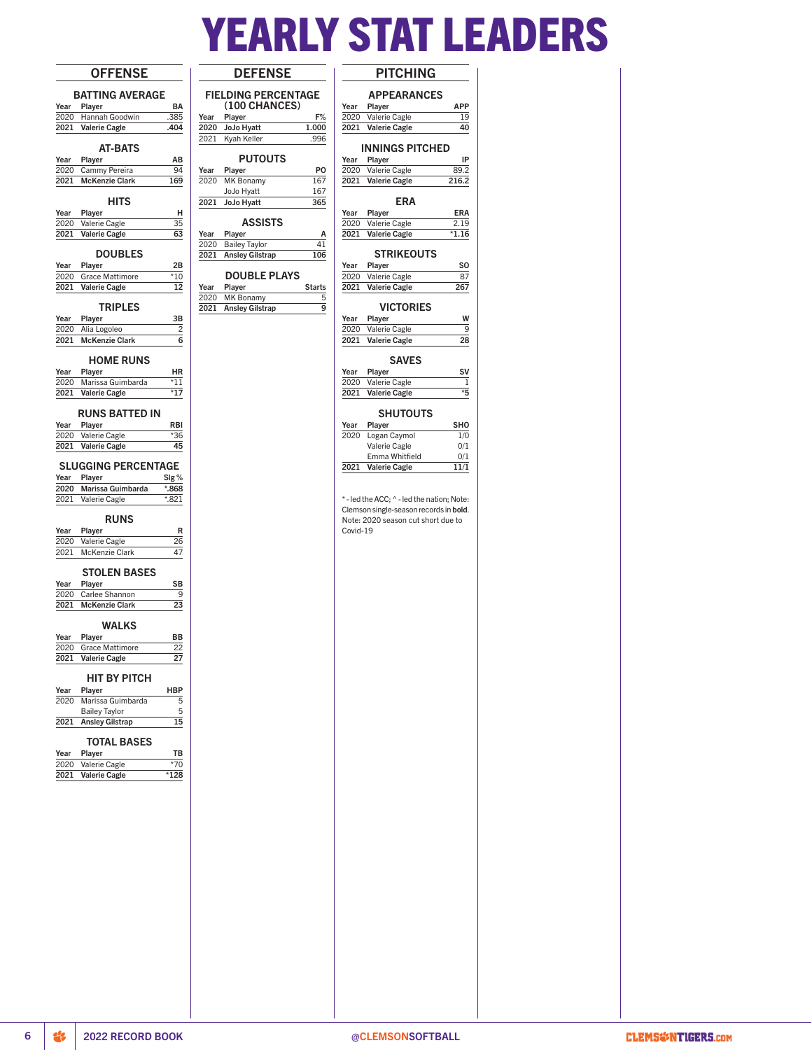# YEARLY STAT LEADERS

## OFFENSE

### BATTING AVERAGE

| Year | Player | BA |
|---|---|---|
| 2020 | Hannah Goodwin | .385 |
| **2021** | **Valerie Cagle** | **.404** |

### AT-BATS

| Year | Player | AB |
|---|---|---|
| 2020 | Cammy Pereira | 94 |
| **2021** | **McKenzie Clark** | **169** |

### HITS

| Year | Player | H |
|---|---|---|
| 2020 | Valerie Cagle | 35 |
| **2021** | **Valerie Cagle** | **63** |

### DOUBLES

| Year | Player | 2B |
|---|---|---|
| 2020 | Grace Mattimore | *10 |
| **2021** | **Valerie Cagle** | **12** |

### TRIPLES

| Year | Player | 3B |
|---|---|---|
| 2020 | Alia Logoleo | 2 |
| **2021** | **McKenzie Clark** | **6** |

### HOME RUNS

| Year | Player | HR |
|---|---|---|
| 2020 | Marissa Guimbarda | *11 |
| **2021** | **Valerie Cagle** | ***17** |

### RUNS BATTED IN

| Year | Player | RBI |
|---|---|---|
| 2020 | Valerie Cagle | *36 |
| **2021** | **Valerie Cagle** | **45** |

### SLUGGING PERCENTAGE

| Year | Player | Slg % |
|---|---|---|
| **2020** | **Marissa Guimbarda** | ***.868** |
| 2021 | Valerie Cagle | *.821 |

### RUNS

| Year | Player | R |
|---|---|---|
| 2020 | Valerie Cagle | 26 |
| 2021 | McKenzie Clark | 47 |

### STOLEN BASES

| Year | Player | SB |
|---|---|---|
| 2020 | Carlee Shannon | 9 |
| **2021** | **McKenzie Clark** | **23** |

### WALKS

| Year | Player | BB |
|---|---|---|
| 2020 | Grace Mattimore | 22 |
| **2021** | **Valerie Cagle** | **27** |

### HIT BY PITCH

| Year | Player | HBP |
|---|---|---|
| 2020 | Marissa Guimbarda | 5 |
| | Bailey Taylor | 5 |
| **2021** | **Ansley Gilstrap** | **15** |

### TOTAL BASES

| Year | Player | TB |
|---|---|---|
| 2020 | Valerie Cagle | *70 |
| **2021** | **Valerie Cagle** | ***128** |

## DEFENSE

### FIELDING PERCENTAGE (100 CHANCES)

| Year | Player | F% |
|---|---|---|
| **2020** | **JoJo Hyatt** | **1.000** |
| 2021 | Kyah Keller | .996 |

### PUTOUTS

| Year | Player | PO |
|---|---|---|
| 2020 | MK Bonamy | 167 |
| | JoJo Hyatt | 167 |
| **2021** | **JoJo Hyatt** | **365** |

### ASSISTS

| Year | Player | A |
|---|---|---|
| 2020 | Bailey Taylor | 41 |
| **2021** | **Ansley Gilstrap** | **106** |

### DOUBLE PLAYS

| Year | Player | Starts |
|---|---|---|
| 2020 | MK Bonamy | 5 |
| **2021** | **Ansley Gilstrap** | **9** |

## PITCHING

### APPEARANCES

| Year | Player | APP |
|---|---|---|
| 2020 | Valerie Cagle | 19 |
| **2021** | **Valerie Cagle** | **40** |

### INNINGS PITCHED

| Year | Player | IP |
|---|---|---|
| 2020 | Valerie Cagle | 89.2 |
| **2021** | **Valerie Cagle** | **216.2** |

### ERA

| Year | Player | ERA |
|---|---|---|
| 2020 | Valerie Cagle | 2.19 |
| **2021** | **Valerie Cagle** | ***1.16** |

### STRIKEOUTS

| Year | Player | SO |
|---|---|---|
| 2020 | Valerie Cagle | 87 |
| **2021** | **Valerie Cagle** | **267** |

### VICTORIES

| Year | Player | W |
|---|---|---|
| 2020 | Valerie Cagle | 9 |
| **2021** | **Valerie Cagle** | **28** |

### SAVES

| Year | Player | SV |
|---|---|---|
| 2020 | Valerie Cagle | 1 |
| **2021** | **Valerie Cagle** | ***5** |

### SHUTOUTS

| Year | Player | SHO |
|---|---|---|
| 2020 | Logan Caymol | 1/0 |
| | Valerie Cagle | 0/1 |
| | Emma Whitfield | 0/1 |
| **2021** | **Valerie Cagle** | **11/1** |

* - led the ACC; ^ - led the nation; Note: Clemson single-season records in **bold**. Note: 2020 season cut short due to Covid-19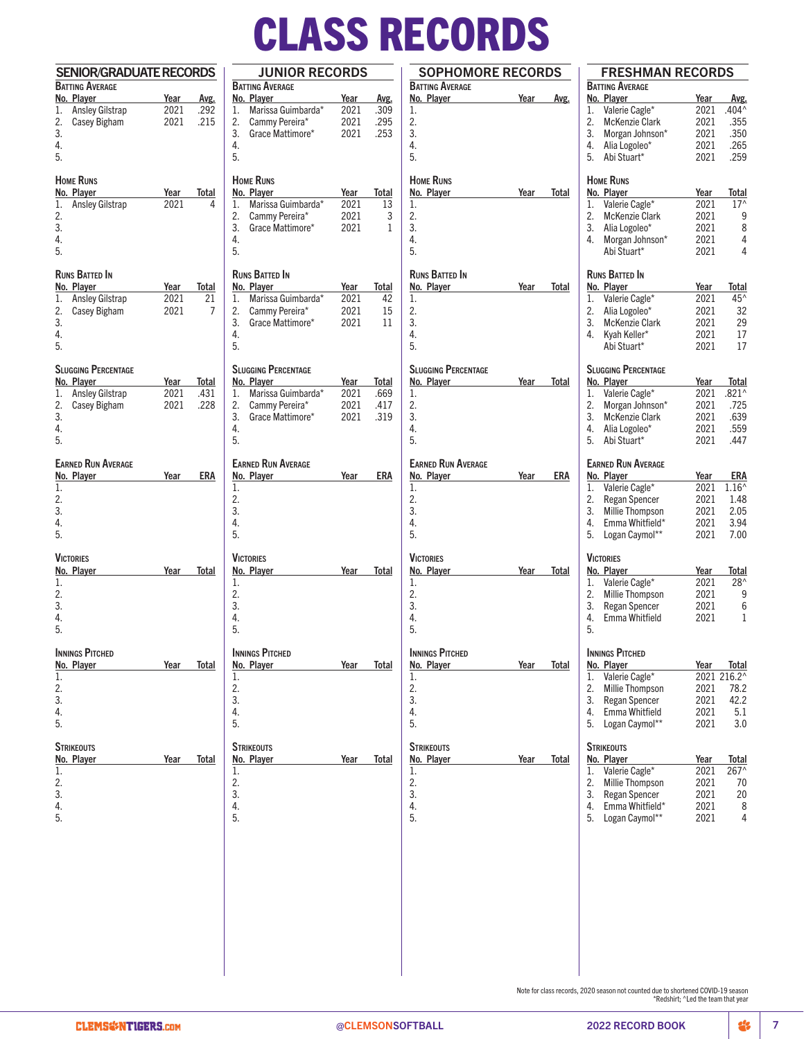# CLASS RECORDS

## SENIOR/GRADUATE RECORDS

### Batting Average

| No. | Player | Year | Avg. |
|---|---|---|---|
| 1. | Ansley Gilstrap | 2021 | .292 |
| 2. | Casey Bigham | 2021 | .215 |
| 3. | | | |
| 4. | | | |
| 5. | | | |

### Home Runs

| No. | Player | Year | Total |
|---|---|---|---|
| 1. | Ansley Gilstrap | 2021 | 4 |
| 2. | | | |
| 3. | | | |
| 4. | | | |
| 5. | | | |

### Runs Batted In

| No. | Player | Year | Total |
|---|---|---|---|
| 1. | Ansley Gilstrap | 2021 | 21 |
| 2. | Casey Bigham | 2021 | 7 |
| 3. | | | |
| 4. | | | |
| 5. | | | |

### Slugging Percentage

| No. | Player | Year | Total |
|---|---|---|---|
| 1. | Ansley Gilstrap | 2021 | .431 |
| 2. | Casey Bigham | 2021 | .228 |
| 3. | | | |
| 4. | | | |
| 5. | | | |

### Earned Run Average

| No. | Player | Year | ERA |
|---|---|---|---|
| 1. | | | |
| 2. | | | |
| 3. | | | |
| 4. | | | |
| 5. | | | |

### Victories

| No. | Player | Year | Total |
|---|---|---|---|
| 1. | | | |
| 2. | | | |
| 3. | | | |
| 4. | | | |
| 5. | | | |

### Innings Pitched

| No. | Player | Year | Total |
|---|---|---|---|
| 1. | | | |
| 2. | | | |
| 3. | | | |
| 4. | | | |
| 5. | | | |

### Strikeouts

| No. | Player | Year | Total |
|---|---|---|---|
| 1. | | | |
| 2. | | | |
| 3. | | | |
| 4. | | | |
| 5. | | | |

## JUNIOR RECORDS

### Batting Average

| No. | Player | Year | Avg. |
|---|---|---|---|
| 1. | Marissa Guimbarda* | 2021 | .309 |
| 2. | Cammy Pereira* | 2021 | .295 |
| 3. | Grace Mattimore* | 2021 | .253 |
| 4. | | | |
| 5. | | | |

### Home Runs

| No. | Player | Year | Total |
|---|---|---|---|
| 1. | Marissa Guimbarda* | 2021 | 13 |
| 2. | Cammy Pereira* | 2021 | 3 |
| 3. | Grace Mattimore* | 2021 | 1 |
| 4. | | | |
| 5. | | | |

### Runs Batted In

| No. | Player | Year | Total |
|---|---|---|---|
| 1. | Marissa Guimbarda* | 2021 | 42 |
| 2. | Cammy Pereira* | 2021 | 15 |
| 3. | Grace Mattimore* | 2021 | 11 |
| 4. | | | |
| 5. | | | |

### Slugging Percentage

| No. | Player | Year | Total |
|---|---|---|---|
| 1. | Marissa Guimbarda* | 2021 | .669 |
| 2. | Cammy Pereira* | 2021 | .417 |
| 3. | Grace Mattimore* | 2021 | .319 |
| 4. | | | |
| 5. | | | |

### Earned Run Average

| No. | Player | Year | ERA |
|---|---|---|---|
| 1. | | | |
| 2. | | | |
| 3. | | | |
| 4. | | | |
| 5. | | | |

### Victories

| No. | Player | Year | Total |
|---|---|---|---|
| 1. | | | |
| 2. | | | |
| 3. | | | |
| 4. | | | |
| 5. | | | |

### Innings Pitched

| No. | Player | Year | Total |
|---|---|---|---|
| 1. | | | |
| 2. | | | |
| 3. | | | |
| 4. | | | |
| 5. | | | |

### Strikeouts

| No. | Player | Year | Total |
|---|---|---|---|
| 1. | | | |
| 2. | | | |
| 3. | | | |
| 4. | | | |
| 5. | | | |

## SOPHOMORE RECORDS

### Batting Average

| No. | Player | Year | Avg. |
|---|---|---|---|
| 1. | | | |
| 2. | | | |
| 3. | | | |
| 4. | | | |
| 5. | | | |

### Home Runs

| No. | Player | Year | Total |
|---|---|---|---|
| 1. | | | |
| 2. | | | |
| 3. | | | |
| 4. | | | |
| 5. | | | |

### Runs Batted In

| No. | Player | Year | Total |
|---|---|---|---|
| 1. | | | |
| 2. | | | |
| 3. | | | |
| 4. | | | |
| 5. | | | |

### Slugging Percentage

| No. | Player | Year | Total |
|---|---|---|---|
| 1. | | | |
| 2. | | | |
| 3. | | | |
| 4. | | | |
| 5. | | | |

### Earned Run Average

| No. | Player | Year | ERA |
|---|---|---|---|
| 1. | | | |
| 2. | | | |
| 3. | | | |
| 4. | | | |
| 5. | | | |

### Victories

| No. | Player | Year | Total |
|---|---|---|---|
| 1. | | | |
| 2. | | | |
| 3. | | | |
| 4. | | | |
| 5. | | | |

### Innings Pitched

| No. | Player | Year | Total |
|---|---|---|---|
| 1. | | | |
| 2. | | | |
| 3. | | | |
| 4. | | | |
| 5. | | | |

### Strikeouts

| No. | Player | Year | Total |
|---|---|---|---|
| 1. | | | |
| 2. | | | |
| 3. | | | |
| 4. | | | |
| 5. | | | |

## FRESHMAN RECORDS

### Batting Average

| No. | Player | Year | Avg. |
|---|---|---|---|
| 1. | Valerie Cagle* | 2021 | .404^ |
| 2. | McKenzie Clark | 2021 | .355 |
| 3. | Morgan Johnson* | 2021 | .350 |
| 4. | Alia Logoleo* | 2021 | .265 |
| 5. | Abi Stuart* | 2021 | .259 |

### Home Runs

| No. | Player | Year | Total |
|---|---|---|---|
| 1. | Valerie Cagle* | 2021 | 17^ |
| 2. | McKenzie Clark | 2021 | 9 |
| 3. | Alia Logoleo* | 2021 | 8 |
| 4. | Morgan Johnson* | 2021 | 4 |
| | Abi Stuart* | 2021 | 4 |

### Runs Batted In

| No. | Player | Year | Total |
|---|---|---|---|
| 1. | Valerie Cagle* | 2021 | 45^ |
| 2. | Alia Logoleo* | 2021 | 32 |
| 3. | McKenzie Clark | 2021 | 29 |
| 4. | Kyah Keller* | 2021 | 17 |
| | Abi Stuart* | 2021 | 17 |

### Slugging Percentage

| No. | Player | Year | Total |
|---|---|---|---|
| 1. | Valerie Cagle* | 2021 | .821^ |
| 2. | Morgan Johnson* | 2021 | .725 |
| 3. | McKenzie Clark | 2021 | .639 |
| 4. | Alia Logoleo* | 2021 | .559 |
| 5. | Abi Stuart* | 2021 | .447 |

### Earned Run Average

| No. | Player | Year | ERA |
|---|---|---|---|
| 1. | Valerie Cagle* | 2021 | 1.16^ |
| 2. | Regan Spencer | 2021 | 1.48 |
| 3. | Millie Thompson | 2021 | 2.05 |
| 4. | Emma Whitfield* | 2021 | 3.94 |
| 5. | Logan Caymol** | 2021 | 7.00 |

### Victories

| No. | Player | Year | Total |
|---|---|---|---|
| 1. | Valerie Cagle* | 2021 | 28^ |
| 2. | Millie Thompson | 2021 | 9 |
| 3. | Regan Spencer | 2021 | 6 |
| 4. | Emma Whitfield | 2021 | 1 |
| 5. | | | |

### Innings Pitched

| No. | Player | Year | Total |
|---|---|---|---|
| 1. | Valerie Cagle* | 2021 | 216.2^ |
| 2. | Millie Thompson | 2021 | 78.2 |
| 3. | Regan Spencer | 2021 | 42.2 |
| 4. | Emma Whitfield | 2021 | 5.1 |
| 5. | Logan Caymol** | 2021 | 3.0 |

### Strikeouts

| No. | Player | Year | Total |
|---|---|---|---|
| 1. | Valerie Cagle* | 2021 | 267^ |
| 2. | Millie Thompson | 2021 | 70 |
| 3. | Regan Spencer | 2021 | 20 |
| 4. | Emma Whitfield* | 2021 | 8 |
| 5. | Logan Caymol** | 2021 | 4 |

Note for class records, 2020 season not counted due to shortened COVID-19 season
*Redshirt; ^Led the team that year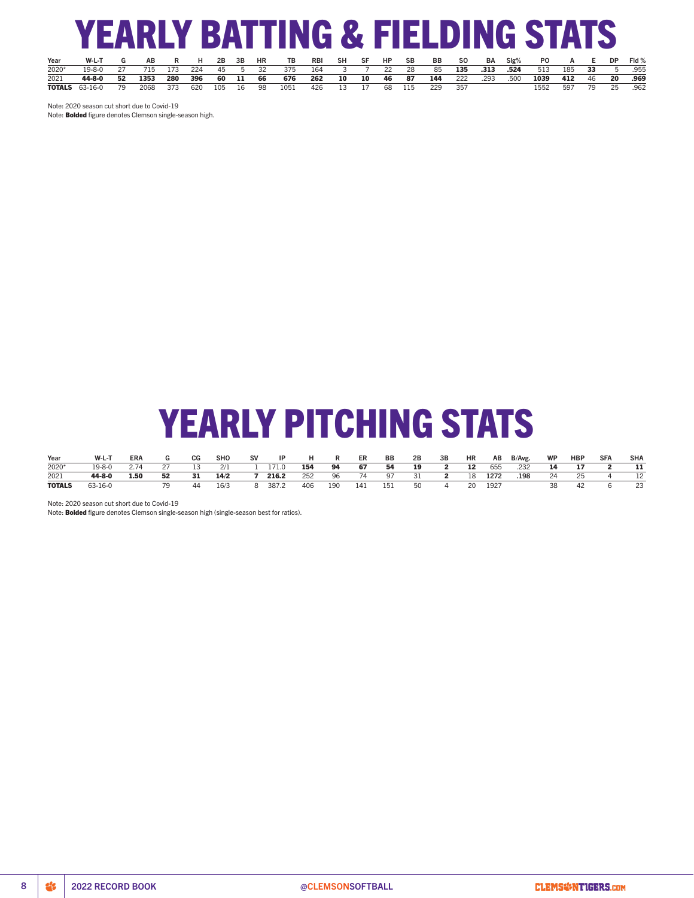# YEARLY BATTING & FIELDING STATS

| Year | W-L-T | G | AB | R | H | 2B | 3B | HR | TB | RBI | SH | SF | HP | SB | BB | SO | BA | Slg% | PO | A | E | DP | Fld % |
|---|---|---|---|---|---|---|---|---|---|---|---|---|---|---|---|---|---|---|---|---|---|---|---|
| 2020* | 19-8-0 | 27 | 715 | 173 | 224 | 45 | 5 | 32 | 375 | 164 | 3 | 7 | 22 | 28 | 85 | **135** | **.313** | **.524** | 513 | 185 | **33** | 5 | .955 |
| 2021 | **44-8-0** | **52** | **1353** | **280** | **396** | **60** | **11** | **66** | **676** | **262** | **10** | **10** | **46** | **87** | **144** | 222 | .293 | .500 | **1039** | **412** | 46 | **20** | **.969** |
| **TOTALS** | 63-16-0 | 79 | 2068 | 373 | 620 | 105 | 16 | 98 | 1051 | 426 | 13 | 17 | 68 | 115 | 229 | 357 | | | 1552 | 597 | 79 | 25 | .962 |

Note: 2020 season cut short due to Covid-19
Note: **Bolded** figure denotes Clemson single-season high.

# YEARLY PITCHING STATS

| Year | W-L-T | ERA | G | CG | SHO | SV | IP | H | R | ER | BB | 2B | 3B | HR | AB | B/Avg. | WP | HBP | SFA | SHA |
|---|---|---|---|---|---|---|---|---|---|---|---|---|---|---|---|---|---|---|---|---|
| 2020* | 19-8-0 | 2.74 | 27 | 13 | 2/1 | 1 | 171.0 | **154** | **94** | **67** | **54** | **19** | **2** | **12** | 655 | .232 | **14** | **17** | **2** | **11** |
| 2021 | **44-8-0** | **1.50** | **52** | **31** | **14/2** | **7** | **216.2** | 252 | 96 | 74 | 97 | 31 | **2** | 18 | **1272** | **.198** | 24 | 25 | 4 | 12 |
| **TOTALS** | 63-16-0 | | 79 | 44 | 16/3 | 8 | 387.2 | 406 | 190 | 141 | 151 | 50 | 4 | 20 | 1927 | | 38 | 42 | 6 | 23 |

Note: 2020 season cut short due to Covid-19
Note: **Bolded** figure denotes Clemson single-season high (single-season best for ratios).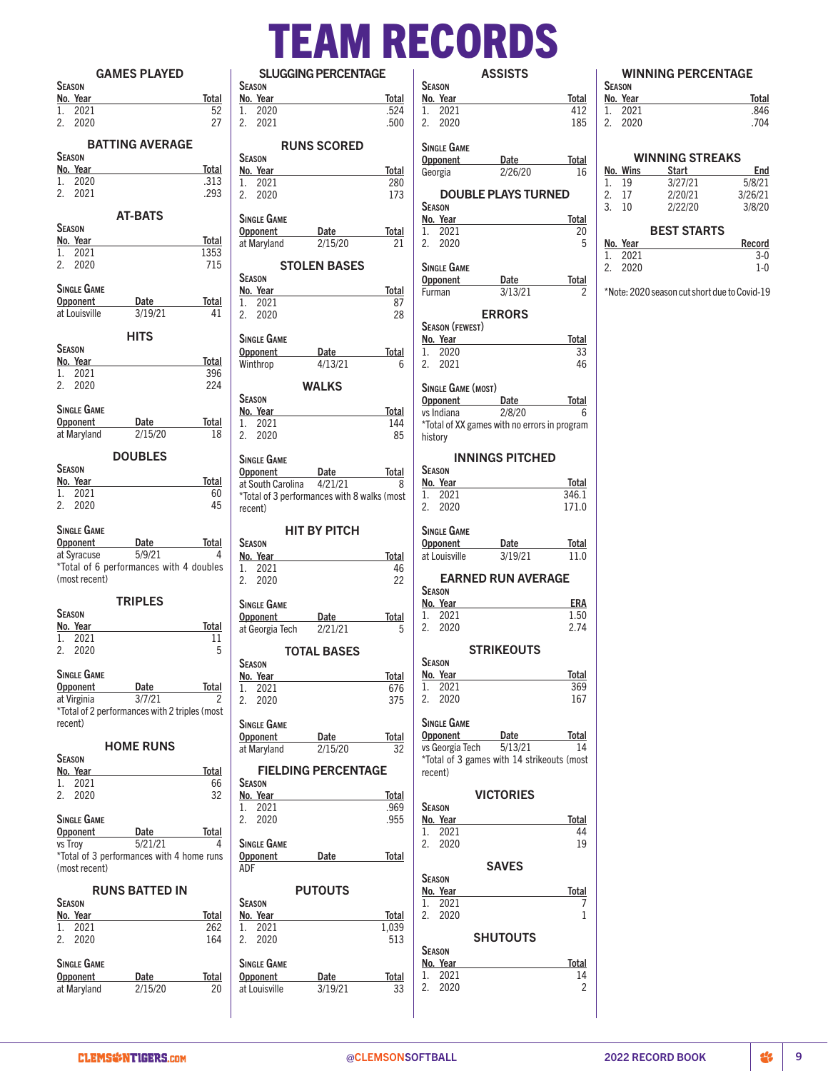# TEAM RECORDS

## GAMES PLAYED

**Season**

| No. | Year | Total |
|---|---|---|
| 1. | 2021 | 52 |
| 2. | 2020 | 27 |

## BATTING AVERAGE

**Season**

| No. | Year | Total |
|---|---|---|
| 1. | 2020 | .313 |
| 2. | 2021 | .293 |

## AT-BATS

**Season**

| No. | Year | Total |
|---|---|---|
| 1. | 2021 | 1353 |
| 2. | 2020 | 715 |

**Single Game**

| Opponent | Date | Total |
|---|---|---|
| at Louisville | 3/19/21 | 41 |

## HITS

**Season**

| No. | Year | Total |
|---|---|---|
| 1. | 2021 | 396 |
| 2. | 2020 | 224 |

**Single Game**

| Opponent | Date | Total |
|---|---|---|
| at Maryland | 2/15/20 | 18 |

## DOUBLES

**Season**

| No. | Year | Total |
|---|---|---|
| 1. | 2021 | 60 |
| 2. | 2020 | 45 |

**Single Game**

| Opponent | Date | Total |
|---|---|---|
| at Syracuse | 5/9/21 | 4 |

*Total of 6 performances with 4 doubles (most recent)

## TRIPLES

**Season**

| No. | Year | Total |
|---|---|---|
| 1. | 2021 | 11 |
| 2. | 2020 | 5 |

**Single Game**

| Opponent | Date | Total |
|---|---|---|
| at Virginia | 3/7/21 | 2 |

*Total of 2 performances with 2 triples (most recent)

## HOME RUNS

**Season**

| No. | Year | Total |
|---|---|---|
| 1. | 2021 | 66 |
| 2. | 2020 | 32 |

**Single Game**

| Opponent | Date | Total |
|---|---|---|
| vs Troy | 5/21/21 | 4 |

*Total of 3 performances with 4 home runs (most recent)

## RUNS BATTED IN

**Season**

| No. | Year | Total |
|---|---|---|
| 1. | 2021 | 262 |
| 2. | 2020 | 164 |

**Single Game**

| Opponent | Date | Total |
|---|---|---|
| at Maryland | 2/15/20 | 20 |

## SLUGGING PERCENTAGE

**Season**

| No. | Year | Total |
|---|---|---|
| 1. | 2020 | .524 |
| 2. | 2021 | .500 |

## RUNS SCORED

**Season**

| No. | Year | Total |
|---|---|---|
| 1. | 2021 | 280 |
| 2. | 2020 | 173 |

**Single Game**

| Opponent | Date | Total |
|---|---|---|
| at Maryland | 2/15/20 | 21 |

## STOLEN BASES

**Season**

| No. | Year | Total |
|---|---|---|
| 1. | 2021 | 87 |
| 2. | 2020 | 28 |

**Single Game**

| Opponent | Date | Total |
|---|---|---|
| Winthrop | 4/13/21 | 6 |

## WALKS

**Season**

| No. | Year | Total |
|---|---|---|
| 1. | 2021 | 144 |
| 2. | 2020 | 85 |

**Single Game**

| Opponent | Date | Total |
|---|---|---|
| at South Carolina | 4/21/21 | 8 |

*Total of 3 performances with 8 walks (most recent)

## HIT BY PITCH

**Season**

| No. | Year | Total |
|---|---|---|
| 1. | 2021 | 46 |
| 2. | 2020 | 22 |

**Single Game**

| Opponent | Date | Total |
|---|---|---|
| at Georgia Tech | 2/21/21 | 5 |

## TOTAL BASES

**Season**

| No. | Year | Total |
|---|---|---|
| 1. | 2021 | 676 |
| 2. | 2020 | 375 |

**Single Game**

| Opponent | Date | Total |
|---|---|---|
| at Maryland | 2/15/20 | 32 |

## FIELDING PERCENTAGE

**Season**

| No. | Year | Total |
|---|---|---|
| 1. | 2021 | .969 |
| 2. | 2020 | .955 |

**Single Game**

| Opponent | Date | Total |
|---|---|---|
| ADF | | |

## PUTOUTS

**Season**

| No. | Year | Total |
|---|---|---|
| 1. | 2021 | 1,039 |
| 2. | 2020 | 513 |

**Single Game**

| Opponent | Date | Total |
|---|---|---|
| at Louisville | 3/19/21 | 33 |

## ASSISTS

**Season**

| No. | Year | Total |
|---|---|---|
| 1. | 2021 | 412 |
| 2. | 2020 | 185 |

**Single Game**

| Opponent | Date | Total |
|---|---|---|
| Georgia | 2/26/20 | 16 |

## DOUBLE PLAYS TURNED

**Season**

| No. | Year | Total |
|---|---|---|
| 1. | 2021 | 20 |
| 2. | 2020 | 5 |

**Single Game**

| Opponent | Date | Total |
|---|---|---|
| Furman | 3/13/21 | 2 |

## ERRORS

**Season (fewest)**

| No. | Year | Total |
|---|---|---|
| 1. | 2020 | 33 |
| 2. | 2021 | 46 |

**Single Game (most)**

| Opponent | Date | Total |
|---|---|---|
| vs Indiana | 2/8/20 | 6 |

*Total of XX games with no errors in program history

## INNINGS PITCHED

**Season**

| No. | Year | Total |
|---|---|---|
| 1. | 2021 | 346.1 |
| 2. | 2020 | 171.0 |

**Single Game**

| Opponent | Date | Total |
|---|---|---|
| at Louisville | 3/19/21 | 11.0 |

## EARNED RUN AVERAGE

**Season**

| No. | Year | ERA |
|---|---|---|
| 1. | 2021 | 1.50 |
| 2. | 2020 | 2.74 |

## STRIKEOUTS

**Season**

| No. | Year | Total |
|---|---|---|
| 1. | 2021 | 369 |
| 2. | 2020 | 167 |

**Single Game**

| Opponent | Date | Total |
|---|---|---|
| vs Georgia Tech | 5/13/21 | 14 |

*Total of 3 games with 14 strikeouts (most recent)

## VICTORIES

**Season**

| No. | Year | Total |
|---|---|---|
| 1. | 2021 | 44 |
| 2. | 2020 | 19 |

## SAVES

**Season**

| No. | Year | Total |
|---|---|---|
| 1. | 2021 | 7 |
| 2. | 2020 | 1 |

## SHUTOUTS

**Season**

| No. | Year | Total |
|---|---|---|
| 1. | 2021 | 14 |
| 2. | 2020 | 2 |

## WINNING PERCENTAGE

**Season**

| No. | Year | Total |
|---|---|---|
| 1. | 2021 | .846 |
| 2. | 2020 | .704 |

## WINNING STREAKS

| No. | Wins | Start | End |
|---|---|---|---|
| 1. | 19 | 3/27/21 | 5/8/21 |
| 2. | 17 | 2/20/21 | 3/26/21 |
| 3. | 10 | 2/22/20 | 3/8/20 |

## BEST STARTS

| No. | Year | Record |
|---|---|---|
| 1. | 2021 | 3-0 |
| 2. | 2020 | 1-0 |

*Note: 2020 season cut short due to Covid-19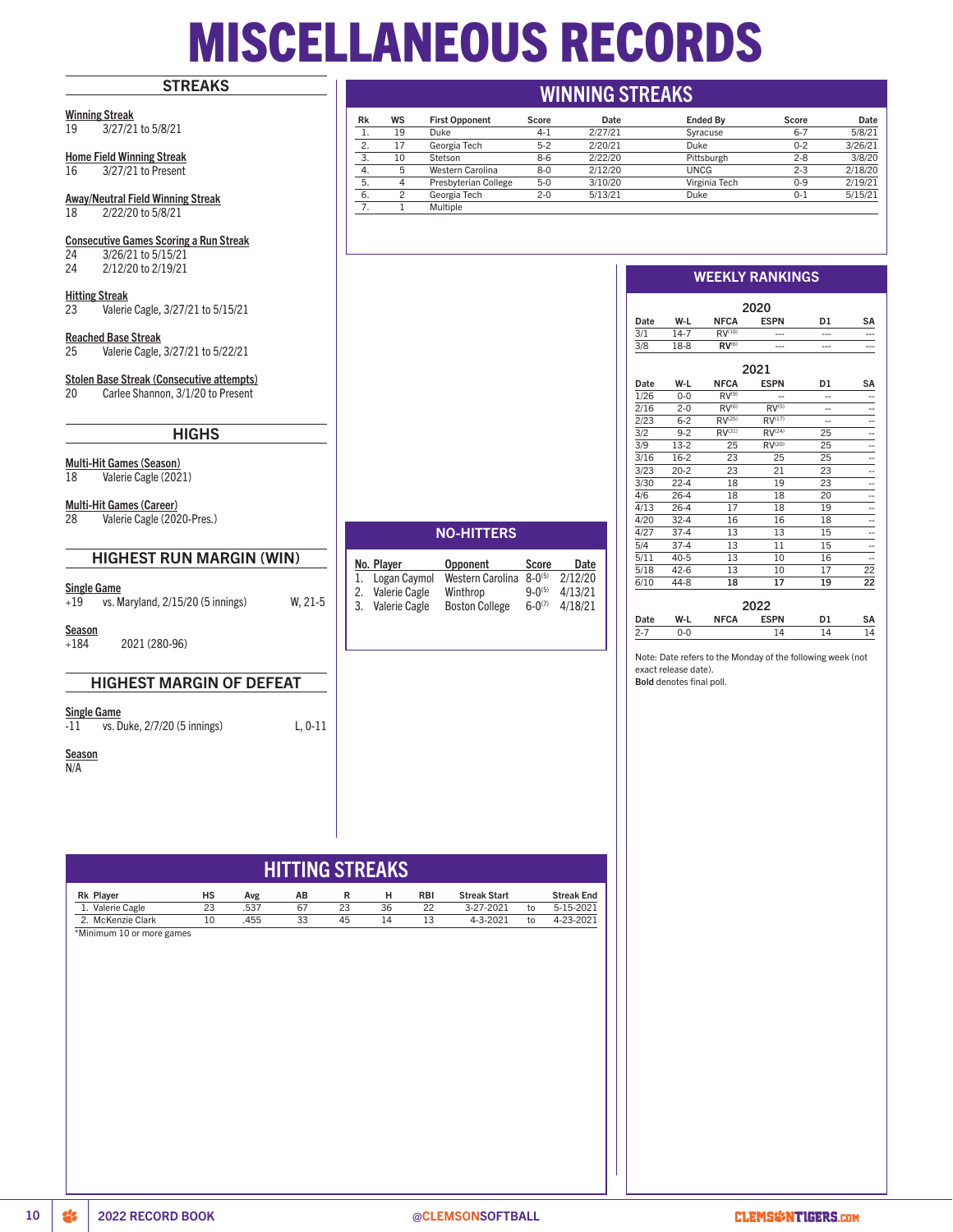# MISCELLANEOUS RECORDS

## STREAKS

**Winning Streak**
19 3/27/21 to 5/8/21

**Home Field Winning Streak**
16 3/27/21 to Present

**Away/Neutral Field Winning Streak**
18 2/22/20 to 5/8/21

**Consecutive Games Scoring a Run Streak**
24 3/26/21 to 5/15/21
24 2/12/20 to 2/19/21

**Hitting Streak**
23 Valerie Cagle, 3/27/21 to 5/15/21

**Reached Base Streak**
25 Valerie Cagle, 3/27/21 to 5/22/21

**Stolen Base Streak (Consecutive attempts)**
20 Carlee Shannon, 3/1/20 to Present

## HIGHS

**Multi-Hit Games (Season)**
18 Valerie Cagle (2021)

**Multi-Hit Games (Career)**
28 Valerie Cagle (2020-Pres.)

## HIGHEST RUN MARGIN (WIN)

**Single Game**
+19 vs. Maryland, 2/15/20 (5 innings) W, 21-5

**Season**
+184 2021 (280-96)

## HIGHEST MARGIN OF DEFEAT

**Single Game**
-11 vs. Duke, 2/7/20 (5 innings) L, 0-11

**Season**
N/A

## WINNING STREAKS

| Rk | WS | First Opponent | Score | Date | Ended By | Score | Date |
|---|---|---|---|---|---|---|---|
| 1. | 19 | Duke | 4-1 | 2/27/21 | Syracuse | 6-7 | 5/8/21 |
| 2. | 17 | Georgia Tech | 5-2 | 2/20/21 | Duke | 0-2 | 3/26/21 |
| 3. | 10 | Stetson | 8-6 | 2/22/20 | Pittsburgh | 2-8 | 3/8/20 |
| 4. | 5 | Western Carolina | 8-0 | 2/12/20 | UNCG | 2-3 | 2/18/20 |
| 5. | 4 | Presbyterian College | 5-0 | 3/10/20 | Virginia Tech | 0-9 | 2/19/21 |
| 6. | 2 | Georgia Tech | 2-0 | 5/13/21 | Duke | 0-1 | 5/15/21 |
| 7. | 1 | Multiple | | | | | |

## NO-HITTERS

| No. | Player | Opponent | Score | Date |
|---|---|---|---|---|
| 1. | Logan Caymol | Western Carolina | 8-0 (5) | 2/12/20 |
| 2. | Valerie Cagle | Winthrop | 9-0 (5) | 4/13/21 |
| 3. | Valerie Cagle | Boston College | 6-0 (7) | 4/18/21 |

## WEEKLY RANKINGS

**2020**

| Date | W-L | NFCA | ESPN | D1 | SA |
|---|---|---|---|---|---|
| 3/1 | 14-7 | RV (10) | --- | --- | --- |
| 3/8 | 18-8 | **RV (6)** | --- | --- | --- |

**2021**

| Date | W-L | NFCA | ESPN | D1 | SA |
|---|---|---|---|---|---|
| 1/26 | 0-0 | RV (9) | -- | -- | -- |
| 2/16 | 2-0 | RV (6) | RV (5) | -- | -- |
| 2/23 | 6-2 | RV (25) | RV (17) | -- | -- |
| 3/2 | 9-2 | RV (31) | RV (24) | 25 | -- |
| 3/9 | 13-2 | 25 | RV (20) | 25 | -- |
| 3/16 | 16-2 | 23 | 25 | 25 | -- |
| 3/23 | 20-2 | 23 | 21 | 23 | -- |
| 3/30 | 22-4 | 18 | 19 | 23 | -- |
| 4/6 | 26-4 | 18 | 18 | 20 | -- |
| 4/13 | 26-4 | 17 | 18 | 19 | -- |
| 4/20 | 32-4 | 16 | 16 | 18 | -- |
| 4/27 | 37-4 | 13 | 13 | 15 | -- |
| 5/4 | 37-4 | 13 | 11 | 15 | -- |
| 5/11 | 40-5 | 13 | 10 | 16 | -- |
| 5/18 | 42-6 | 13 | 10 | 17 | 22 |
| 6/10 | 44-8 | **18** | **17** | **19** | **22** |

**2022**

| Date | W-L | NFCA | ESPN | D1 | SA |
|---|---|---|---|---|---|
| 2-7 | 0-0 | | 14 | 14 | 14 |

Note: Date refers to the Monday of the following week (not exact release date).
**Bold** denotes final poll.

## HITTING STREAKS

| Rk | Player | HS | Avg | AB | R | H | RBI | Streak Start | | Streak End |
|---|---|---|---|---|---|---|---|---|---|---|
| 1. | Valerie Cagle | 23 | .537 | 67 | 23 | 36 | 22 | 3-27-2021 | to | 5-15-2021 |
| 2. | McKenzie Clark | 10 | .455 | 33 | 45 | 14 | 13 | 4-3-2021 | to | 4-23-2021 |

*Minimum 10 or more games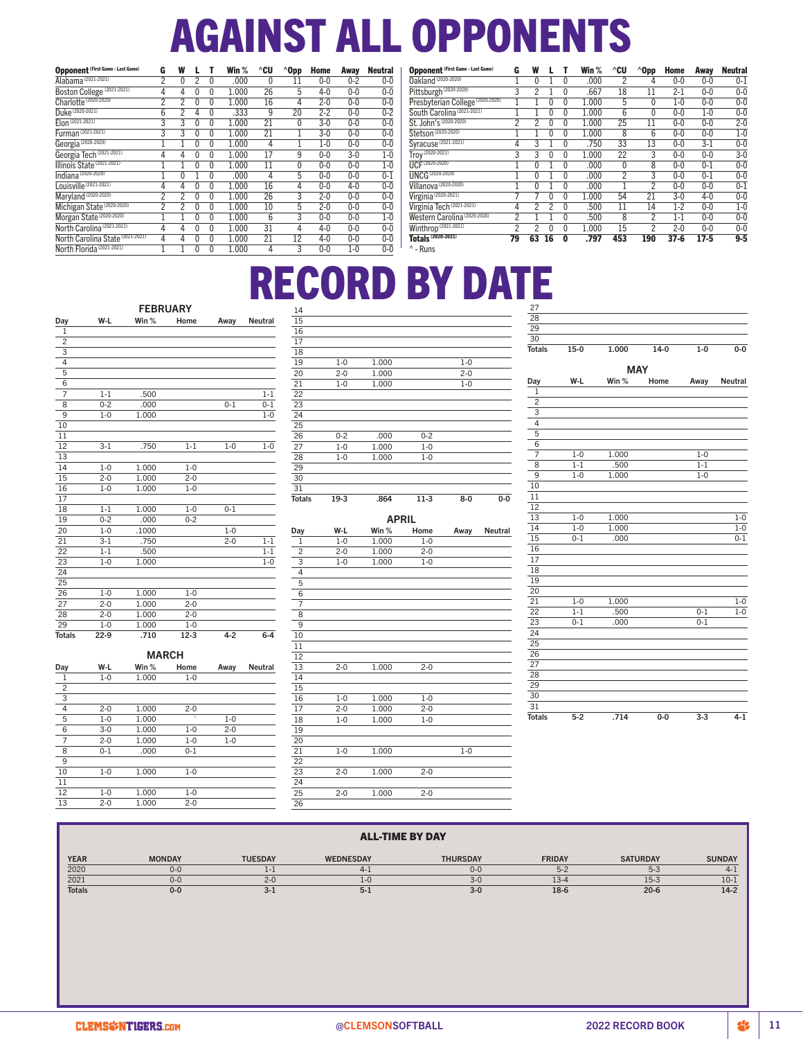# AGAINST ALL OPPONENTS

| Opponent (First Game - Last Game) | G | W | L | T | Win % | ^CU | ^Opp | Home | Away | Neutral |
|---|---|---|---|---|---|---|---|---|---|---|
| Alabama (2021-2021) | 2 | 0 | 2 | 0 | .000 | 0 | 11 | 0-0 | 0-2 | 0-0 |
| Boston College (2021-2021) | 4 | 4 | 0 | 0 | 1.000 | 26 | 5 | 4-0 | 0-0 | 0-0 |
| Charlotte (2020-2020) | 2 | 2 | 0 | 0 | 1.000 | 16 | 4 | 2-0 | 0-0 | 0-0 |
| Duke (2020-2021) | 6 | 2 | 4 | 0 | .333 | 9 | 20 | 2-2 | 0-0 | 0-2 |
| Elon (2021-2021) | 3 | 3 | 0 | 0 | 1.000 | 21 | 0 | 3-0 | 0-0 | 0-0 |
| Furman (2021-2021) | 3 | 3 | 0 | 0 | 1.000 | 21 | 1 | 3-0 | 0-0 | 0-0 |
| Georgia (2020-2020) | 1 | 1 | 0 | 0 | 1.000 | 4 | 1 | 1-0 | 0-0 | 0-0 |
| Georgia Tech (2021-2021) | 4 | 4 | 0 | 0 | 1.000 | 17 | 9 | 0-0 | 3-0 | 1-0 |
| Illinois State (2021-2021) | 1 | 1 | 0 | 0 | 1.000 | 11 | 0 | 0-0 | 0-0 | 1-0 |
| Indiana (2020-2020) | 1 | 0 | 1 | 0 | .000 | 4 | 5 | 0-0 | 0-0 | 0-1 |
| Louisville (2021-2021) | 4 | 4 | 0 | 0 | 1.000 | 16 | 4 | 0-0 | 4-0 | 0-0 |
| Maryland (2020-2020) | 2 | 2 | 0 | 0 | 1.000 | 26 | 3 | 2-0 | 0-0 | 0-0 |
| Michigan State (2020-2020) | 2 | 2 | 0 | 0 | 1.000 | 10 | 5 | 2-0 | 0-0 | 0-0 |
| Morgan State (2020-2020) | 1 | 1 | 0 | 0 | 1.000 | 6 | 3 | 0-0 | 0-0 | 1-0 |
| North Carolina (2021-2021) | 4 | 4 | 0 | 0 | 1.000 | 31 | 4 | 4-0 | 0-0 | 0-0 |
| North Carolina State (2021-2021) | 4 | 4 | 0 | 0 | 1.000 | 21 | 12 | 4-0 | 0-0 | 0-0 |
| North Florida (2021-2021) | 1 | 1 | 0 | 0 | 1.000 | 4 | 3 | 0-0 | 1-0 | 0-0 |
| Oakland (2020-2020) | 1 | 0 | 1 | 0 | .000 | 2 | 4 | 0-0 | 0-0 | 0-1 |
| Pittsburgh (2020-2020) | 3 | 2 | 1 | 0 | .667 | 18 | 11 | 2-1 | 0-0 | 0-0 |
| Presbyterian College (2020-2020) | 1 | 1 | 0 | 0 | 1.000 | 5 | 0 | 1-0 | 0-0 | 0-0 |
| South Carolina (2021-2021) | 1 | 1 | 0 | 0 | 1.000 | 6 | 0 | 0-0 | 1-0 | 0-0 |
| St. John's (2020-2020) | 2 | 2 | 0 | 0 | 1.000 | 25 | 11 | 0-0 | 0-0 | 2-0 |
| Stetson (2020-2020) | 1 | 1 | 0 | 0 | 1.000 | 8 | 6 | 0-0 | 0-0 | 1-0 |
| Syracuse (2021-2021) | 4 | 3 | 1 | 0 | .750 | 33 | 13 | 0-0 | 3-1 | 0-0 |
| Troy (2020-2021) | 3 | 3 | 0 | 0 | 1.000 | 22 | 3 | 0-0 | 0-0 | 3-0 |
| UCF (2020-2020) | 1 | 0 | 1 | 0 | .000 | 0 | 8 | 0-0 | 0-1 | 0-0 |
| UNCG (2020-2020) | 1 | 0 | 1 | 0 | .000 | 2 | 3 | 0-0 | 0-1 | 0-0 |
| Villanova (2020-2020) | 1 | 0 | 1 | 0 | .000 | 1 | 2 | 0-0 | 0-0 | 0-1 |
| Virginia (2020-2021) | 7 | 7 | 0 | 0 | 1.000 | 54 | 21 | 3-0 | 4-0 | 0-0 |
| Virginia Tech (2021-2021) | 4 | 2 | 2 | 0 | .500 | 11 | 14 | 1-2 | 0-0 | 1-0 |
| Western Carolina (2020-2020) | 2 | 1 | 1 | 0 | .500 | 8 | 2 | 1-1 | 0-0 | 0-0 |
| Winthrop (2021-2021) | 2 | 2 | 0 | 0 | 1.000 | 15 | 2 | 2-0 | 0-0 | 0-0 |
| **Totals (2020-2021)** | **79** | **63** | **16** | **0** | **.797** | **453** | **190** | **37-6** | **17-5** | **9-5** |

^ - Runs

# RECORD BY DATE

### FEBRUARY

| Day | W-L | Win % | Home | Away | Neutral |
|---|---|---|---|---|---|
| 1 | | | | | |
| 2 | | | | | |
| 3 | | | | | |
| 4 | | | | | |
| 5 | | | | | |
| 6 | | | | | |
| 7 | 1-1 | .500 | | | 1-1 |
| 8 | 0-2 | .000 | | 0-1 | 0-1 |
| 9 | 1-0 | 1.000 | | | 1-0 |
| 10 | | | | | |
| 11 | | | | | |
| 12 | 3-1 | .750 | 1-1 | 1-0 | 1-0 |
| 13 | | | | | |
| 14 | 1-0 | 1.000 | 1-0 | | |
| 15 | 2-0 | 1.000 | 2-0 | | |
| 16 | 1-0 | 1.000 | 1-0 | | |
| 17 | | | | | |
| 18 | 1-1 | 1.000 | 1-0 | 0-1 | |
| 19 | 0-2 | .000 | 0-2 | | |
| 20 | 1-0 | .1000 | | 1-0 | |
| 21 | 3-1 | .750 | | 2-0 | 1-1 |
| 22 | 1-1 | .500 | | | 1-1 |
| 23 | 1-0 | 1.000 | | | 1-0 |
| 24 | | | | | |
| 25 | | | | | |
| 26 | 1-0 | 1.000 | 1-0 | | |
| 27 | 2-0 | 1.000 | 2-0 | | |
| 28 | 2-0 | 1.000 | 2-0 | | |
| 29 | 1-0 | 1.000 | 1-0 | | |
| **Totals** | **22-9** | **.710** | **12-3** | **4-2** | **6-4** |

### MARCH

| Day | W-L | Win % | Home | Away | Neutral |
|---|---|---|---|---|---|
| 1 | 1-0 | 1.000 | 1-0 | | |
| 2 | | | | | |
| 3 | | | | | |
| 4 | 2-0 | 1.000 | 2-0 | | |
| 5 | 1-0 | 1.000 | ` | 1-0 | |
| 6 | 3-0 | 1.000 | 1-0 | 2-0 | |
| 7 | 2-0 | 1.000 | 1-0 | 1-0 | |
| 8 | 0-1 | .000 | 0-1 | | |
| 9 | | | | | |
| 10 | 1-0 | 1.000 | 1-0 | | |
| 11 | | | | | |
| 12 | 1-0 | 1.000 | 1-0 | | |
| 13 | 2-0 | 1.000 | 2-0 | | |
| 14 | | | | | |
| 15 | | | | | |
| 16 | | | | | |
| 17 | | | | | |
| 18 | | | | | |
| 19 | 1-0 | 1.000 | | 1-0 | |
| 20 | 2-0 | 1.000 | | 2-0 | |
| 21 | 1-0 | 1.000 | | 1-0 | |
| 22 | | | | | |
| 23 | | | | | |
| 24 | | | | | |
| 25 | | | | | |
| 26 | 0-2 | .000 | 0-2 | | |
| 27 | 1-0 | 1.000 | 1-0 | | |
| 28 | 1-0 | 1.000 | 1-0 | | |
| 29 | | | | | |
| 30 | | | | | |
| 31 | | | | | |
| **Totals** | **19-3** | **.864** | **11-3** | **8-0** | **0-0** |

### APRIL

| Day | W-L | Win % | Home | Away | Neutral |
|---|---|---|---|---|---|
| 1 | 1-0 | 1.000 | 1-0 | | |
| 2 | 2-0 | 1.000 | 2-0 | | |
| 3 | 1-0 | 1.000 | 1-0 | | |
| 4 | | | | | |
| 5 | | | | | |
| 6 | | | | | |
| 7 | | | | | |
| 8 | | | | | |
| 9 | | | | | |
| 10 | | | | | |
| 11 | | | | | |
| 12 | | | | | |
| 13 | 2-0 | 1.000 | 2-0 | | |
| 14 | | | | | |
| 15 | | | | | |
| 16 | 1-0 | 1.000 | 1-0 | | |
| 17 | 2-0 | 1.000 | 2-0 | | |
| 18 | 1-0 | 1.000 | 1-0 | | |
| 19 | | | | | |
| 20 | | | | | |
| 21 | 1-0 | 1.000 | | 1-0 | |
| 22 | | | | | |
| 23 | 2-0 | 1.000 | 2-0 | | |
| 24 | | | | | |
| 25 | 2-0 | 1.000 | 2-0 | | |
| 26 | | | | | |
| 27 | | | | | |
| 28 | | | | | |
| 29 | | | | | |
| 30 | | | | | |
| **Totals** | **15-0** | **1.000** | **14-0** | **1-0** | **0-0** |

### MAY

| Day | W-L | Win % | Home | Away | Neutral |
|---|---|---|---|---|---|
| 1 | | | | | |
| 2 | | | | | |
| 3 | | | | | |
| 4 | | | | | |
| 5 | | | | | |
| 6 | | | | | |
| 7 | 1-0 | 1.000 | | 1-0 | |
| 8 | 1-1 | .500 | | 1-1 | |
| 9 | 1-0 | 1.000 | | 1-0 | |
| 10 | | | | | |
| 11 | | | | | |
| 12 | | | | | |
| 13 | 1-0 | 1.000 | | | 1-0 |
| 14 | 1-0 | 1.000 | | | 1-0 |
| 15 | 0-1 | .000 | | | 0-1 |
| 16 | | | | | |
| 17 | | | | | |
| 18 | | | | | |
| 19 | | | | | |
| 20 | | | | | |
| 21 | 1-0 | 1.000 | | | 1-0 |
| 22 | 1-1 | .500 | | 0-1 | 1-0 |
| 23 | 0-1 | .000 | | 0-1 | |
| 24 | | | | | |
| 25 | | | | | |
| 26 | | | | | |
| 27 | | | | | |
| 28 | | | | | |
| 29 | | | | | |
| 30 | | | | | |
| 31 | | | | | |
| **Totals** | **5-2** | **.714** | **0-0** | **3-3** | **4-1** |

### ALL-TIME BY DAY

| YEAR | MONDAY | TUESDAY | WEDNESDAY | THURSDAY | FRIDAY | SATURDAY | SUNDAY |
|---|---|---|---|---|---|---|---|
| 2020 | 0-0 | 1-1 | 4-1 | 0-0 | 5-2 | 5-3 | 4-1 |
| 2021 | 0-0 | 2-0 | 1-0 | 3-0 | 13-4 | 15-3 | 10-1 |
| **Totals** | **0-0** | **3-1** | **5-1** | **3-0** | **18-6** | **20-6** | **14-2** |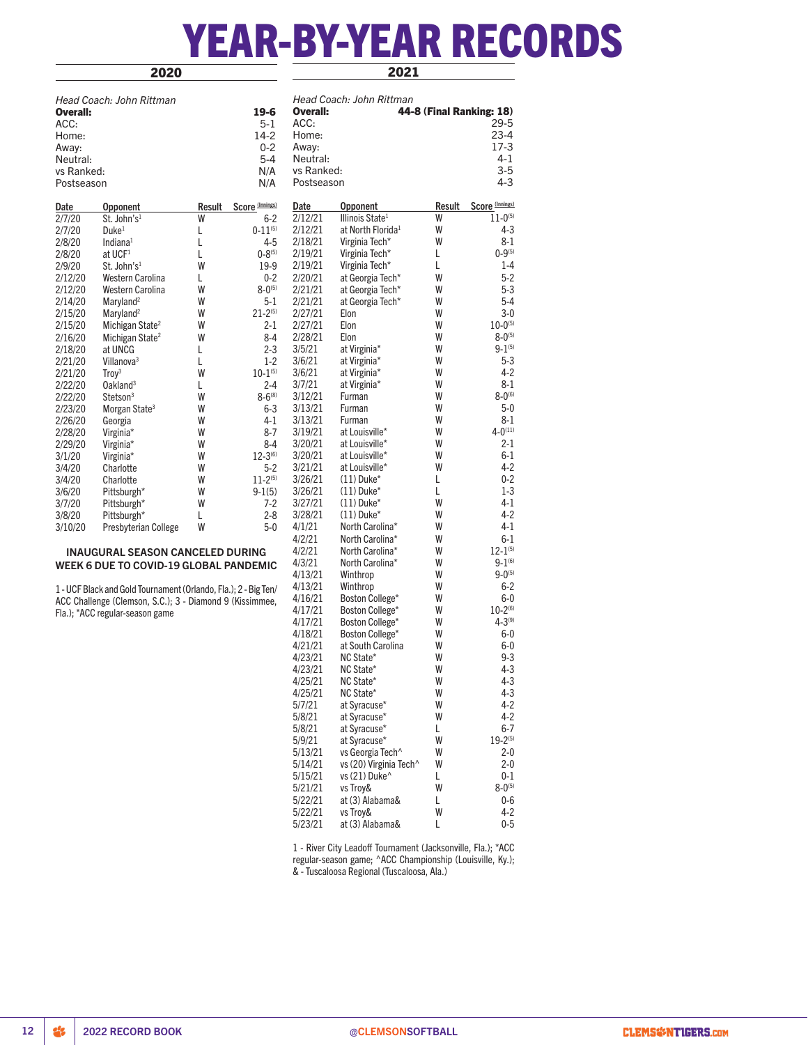# YEAR-BY-YEAR RECORDS

## 2020

*Head Coach: John Rittman*

| | |
|---|---|
| **Overall:** | **19-6** |
| ACC: | 5-1 |
| Home: | 14-2 |
| Away: | 0-2 |
| Neutral: | 5-4 |
| vs Ranked: | N/A |
| Postseason | N/A |

| Date | Opponent | Result | Score (Innings) |
|---|---|---|---|
| 2/7/20 | St. John's[1] | W | 6-2 |
| 2/7/20 | Duke[1] | L | 0-11(5) |
| 2/8/20 | Indiana[1] | L | 4-5 |
| 2/8/20 | at UCF[1] | L | 0-8(5) |
| 2/9/20 | St. John's[1] | W | 19-9 |
| 2/12/20 | Western Carolina | L | 0-2 |
| 2/12/20 | Western Carolina | W | 8-0(5) |
| 2/14/20 | Maryland[2] | W | 5-1 |
| 2/15/20 | Maryland[2] | W | 21-2(5) |
| 2/15/20 | Michigan State[2] | W | 2-1 |
| 2/16/20 | Michigan State[2] | W | 8-4 |
| 2/18/20 | at UNCG | L | 2-3 |
| 2/21/20 | Villanova[3] | L | 1-2 |
| 2/21/20 | Troy[3] | W | 10-1(5) |
| 2/22/20 | Oakland[3] | L | 2-4 |
| 2/22/20 | Stetson[3] | W | 8-6(8) |
| 2/23/20 | Morgan State[3] | W | 6-3 |
| 2/26/20 | Georgia | W | 4-1 |
| 2/28/20 | Virginia* | W | 8-7 |
| 2/29/20 | Virginia* | W | 8-4 |
| 3/1/20 | Virginia* | W | 12-3(6) |
| 3/4/20 | Charlotte | W | 5-2 |
| 3/4/20 | Charlotte | W | 11-2(5) |
| 3/6/20 | Pittsburgh* | W | 9-1(5) |
| 3/7/20 | Pittsburgh* | W | 7-2 |
| 3/8/20 | Pittsburgh* | L | 2-8 |
| 3/10/20 | Presbyterian College | W | 5-0 |

**INAUGURAL SEASON CANCELED DURING WEEK 6 DUE TO COVID-19 GLOBAL PANDEMIC**

1 - UCF Black and Gold Tournament (Orlando, Fla.); 2 - Big Ten/ACC Challenge (Clemson, S.C.); 3 - Diamond 9 (Kissimmee, Fla.); *ACC regular-season game

## 2021

*Head Coach: John Rittman*

| | |
|---|---|
| **Overall:** | **44-8 (Final Ranking: 18)** |
| ACC: | 29-5 |
| Home: | 23-4 |
| Away: | 17-3 |
| Neutral: | 4-1 |
| vs Ranked: | 3-5 |
| Postseason | 4-3 |

| Date | Opponent | Result | Score (Innings) |
|---|---|---|---|
| 2/12/21 | Illinois State[1] | W | 11-0(5) |
| 2/12/21 | at North Florida[1] | W | 4-3 |
| 2/18/21 | Virginia Tech* | W | 8-1 |
| 2/19/21 | Virginia Tech* | L | 0-9(5) |
| 2/19/21 | Virginia Tech* | L | 1-4 |
| 2/20/21 | at Georgia Tech* | W | 5-2 |
| 2/21/21 | at Georgia Tech* | W | 5-3 |
| 2/21/21 | at Georgia Tech* | W | 5-4 |
| 2/27/21 | Elon | W | 3-0 |
| 2/27/21 | Elon | W | 10-0(5) |
| 2/28/21 | Elon | W | 8-0(5) |
| 3/5/21 | at Virginia* | W | 9-1(5) |
| 3/6/21 | at Virginia* | W | 5-3 |
| 3/6/21 | at Virginia* | W | 4-2 |
| 3/7/21 | at Virginia* | W | 8-1 |
| 3/12/21 | Furman | W | 8-0(6) |
| 3/13/21 | Furman | W | 5-0 |
| 3/13/21 | Furman | W | 8-1 |
| 3/19/21 | at Louisville* | W | 4-0(11) |
| 3/20/21 | at Louisville* | W | 2-1 |
| 3/20/21 | at Louisville* | W | 6-1 |
| 3/21/21 | at Louisville* | W | 4-2 |
| 3/26/21 | (11) Duke* | L | 0-2 |
| 3/26/21 | (11) Duke* | L | 1-3 |
| 3/27/21 | (11) Duke* | W | 4-1 |
| 3/28/21 | (11) Duke* | W | 4-2 |
| 4/1/21 | North Carolina* | W | 4-1 |
| 4/2/21 | North Carolina* | W | 6-1 |
| 4/2/21 | North Carolina* | W | 12-1(5) |
| 4/3/21 | North Carolina* | W | 9-1(6) |
| 4/13/21 | Winthrop | W | 9-0(5) |
| 4/13/21 | Winthrop | W | 6-2 |
| 4/16/21 | Boston College* | W | 6-0 |
| 4/17/21 | Boston College* | W | 10-2(6) |
| 4/17/21 | Boston College* | W | 4-3(9) |
| 4/18/21 | Boston College* | W | 6-0 |
| 4/21/21 | at South Carolina | W | 6-0 |
| 4/23/21 | NC State* | W | 9-3 |
| 4/23/21 | NC State* | W | 4-3 |
| 4/25/21 | NC State* | W | 4-3 |
| 4/25/21 | NC State* | W | 4-3 |
| 5/7/21 | at Syracuse* | W | 4-2 |
| 5/8/21 | at Syracuse* | W | 4-2 |
| 5/8/21 | at Syracuse* | L | 6-7 |
| 5/9/21 | at Syracuse* | W | 19-2(5) |
| 5/13/21 | vs Georgia Tech^ | W | 2-0 |
| 5/14/21 | vs (20) Virginia Tech^ | W | 2-0 |
| 5/15/21 | vs (21) Duke^ | L | 0-1 |
| 5/21/21 | vs Troy& | W | 8-0(5) |
| 5/22/21 | at (3) Alabama& | L | 0-6 |
| 5/22/21 | vs Troy& | W | 4-2 |
| 5/23/21 | at (3) Alabama& | L | 0-5 |

1 - River City Leadoff Tournament (Jacksonville, Fla.); *ACC regular-season game; ^ACC Championship (Louisville, Ky.); & - Tuscaloosa Regional (Tuscaloosa, Ala.)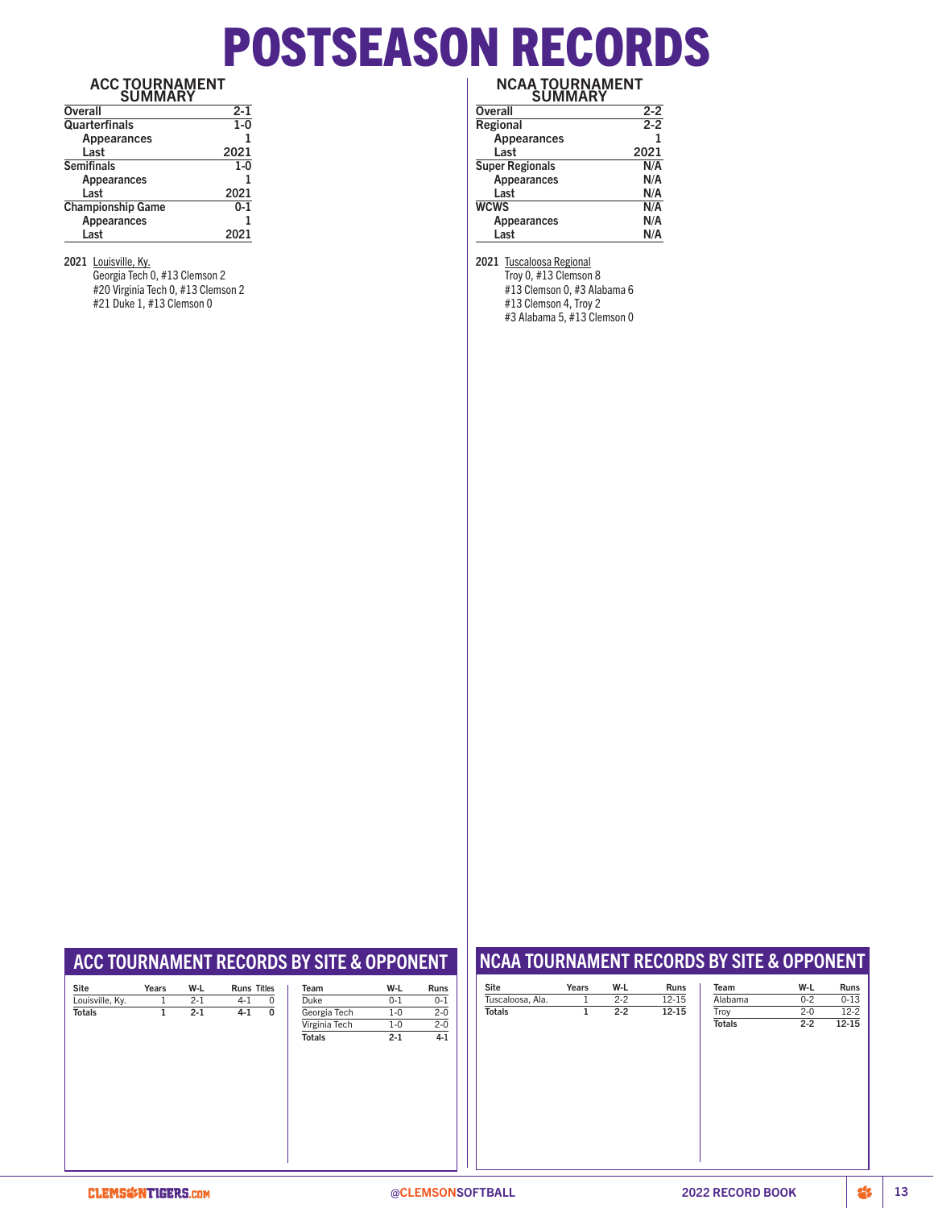# POSTSEASON RECORDS

## ACC TOURNAMENT SUMMARY

| Overall | 2-1 |
|---|---|
| Quarterfinals | 1-0 |
| Appearances | 1 |
| Last | 2021 |
| Semifinals | 1-0 |
| Appearances | 1 |
| Last | 2021 |
| Championship Game | 0-1 |
| Appearances | 1 |
| Last | 2021 |

**2021** Louisville, Ky.
Georgia Tech 0, #13 Clemson 2
#20 Virginia Tech 0, #13 Clemson 2
#21 Duke 1, #13 Clemson 0

## NCAA TOURNAMENT SUMMARY

| Overall | 2-2 |
|---|---|
| Regional | 2-2 |
| Appearances | 1 |
| Last | 2021 |
| Super Regionals | N/A |
| Appearances | N/A |
| Last | N/A |
| WCWS | N/A |
| Appearances | N/A |
| Last | N/A |

**2021** Tuscaloosa Regional
Troy 0, #13 Clemson 8
#13 Clemson 0, #3 Alabama 6
#13 Clemson 4, Troy 2
#3 Alabama 5, #13 Clemson 0

## ACC TOURNAMENT RECORDS BY SITE & OPPONENT

| Site | Years | W-L | Runs | Titles |
|---|---|---|---|---|
| Louisville, Ky. | 1 | 2-1 | 4-1 | 0 |
| **Totals** | **1** | **2-1** | **4-1** | **0** |

| Team | W-L | Runs |
|---|---|---|
| Duke | 0-1 | 0-1 |
| Georgia Tech | 1-0 | 2-0 |
| Virginia Tech | 1-0 | 2-0 |
| **Totals** | **2-1** | **4-1** |

## NCAA TOURNAMENT RECORDS BY SITE & OPPONENT

| Site | Years | W-L | Runs |
|---|---|---|---|
| Tuscaloosa, Ala. | 1 | 2-2 | 12-15 |
| **Totals** | **1** | **2-2** | **12-15** |

| Team | W-L | Runs |
|---|---|---|
| Alabama | 0-2 | 0-13 |
| Troy | 2-0 | 12-2 |
| **Totals** | **2-2** | **12-15** |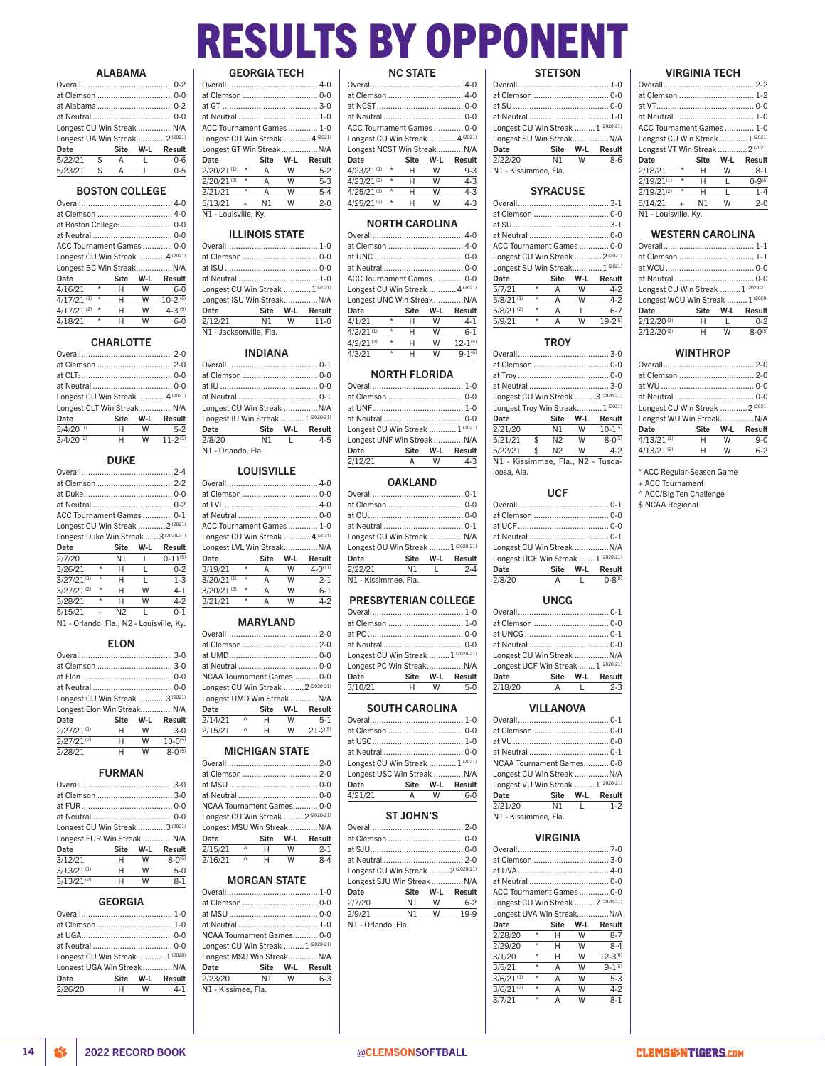# RESULTS BY OPPONENT

## ALABAMA

Overall 0-2
at Clemson 0-0
at Alabama 0-2
at Neutral 0-0
Longest CU Win Streak N/A
Longest UA Win Streak 2 (2021)

| Date | | Site | W-L | Result |
|---|---|---|---|---|
| 5/22/21 | $ | A | L | 0-6 |
| 5/23/21 | $ | A | L | 0-5 |

## BOSTON COLLEGE

Overall 4-0
at Clemson 4-0
at Boston College 0-0
at Neutral 0-0
ACC Tournament Games 0-0
Longest CU Win Streak 4 (2021)
Longest BC Win Streak N/A

| Date | | Site | W-L | Result |
|---|---|---|---|---|
| 4/16/21 | * | H | W | 6-0 |
| 4/17/21 (1) | * | H | W | 10-2 (6) |
| 4/17/21 (2) | * | H | W | 4-3 (9) |
| 4/18/21 | * | H | W | 6-0 |

## CHARLOTTE

Overall 2-0
at Clemson 2-0
at CLT 0-0
at Neutral 0-0
Longest CU Win Streak 4 (2021)
Longest CLT Win Streak N/A

| Date | Site | W-L | Result |
|---|---|---|---|
| 3/4/20 (1) | H | W | 5-2 |
| 3/4/20 (2) | H | W | 11-2 (5) |

## DUKE

Overall 2-4
at Clemson 2-2
at Duke 0-0
at Neutral 0-2
ACC Tournament Games 0-1
Longest CU Win Streak 2 (2021)
Longest Duke Win Streak 3 (2020-21)

| Date | | Site | W-L | Result |
|---|---|---|---|---|
| 2/7/20 | | N1 | L | 0-11 (5) |
| 3/26/21 | * | H | L | 0-2 |
| 3/27/21 (1) | * | H | L | 1-3 |
| 3/27/21 (2) | * | H | W | 4-1 |
| 3/28/21 | * | H | W | 4-2 |
| 5/15/21 | + | N2 | L | 0-1 |

N1 - Orlando, Fla.; N2 - Louisville, Ky.

## ELON

Overall 3-0
at Clemson 3-0
at Elon 0-0
at Neutral 0-0
Longest CU Win Streak 3 (2021)
Longest Elon Win Streak N/A

| Date | Site | W-L | Result |
|---|---|---|---|
| 2/27/21 (1) | H | W | 3-0 |
| 2/27/21 (2) | H | W | 10-0 (5) |
| 2/28/21 | H | W | 8-0 (5) |

## FURMAN

Overall 3-0
at Clemson 3-0
at FUR 0-0
at Neutral 0-0
Longest CU Win Streak 3 (2021)
Longest FUR Win Streak N/A

| Date | Site | W-L | Result |
|---|---|---|---|
| 3/12/21 | H | W | 8-0 (6) |
| 3/13/21 (1) | H | W | 5-0 |
| 3/13/21 (2) | H | W | 8-1 |

## GEORGIA

Overall 1-0
at Clemson 1-0
at UGA 0-0
at Neutral 0-0
Longest CU Win Streak 1 (2020)
Longest UGA Win Streak N/A

| Date | Site | W-L | Result |
|---|---|---|---|
| 2/26/20 | H | W | 4-1 |

## GEORGIA TECH

Overall 4-0
at Clemson 0-0
at GT 3-0
at Neutral 1-0
ACC Tournament Games 1-0
Longest CU Win Streak 4 (2021)
Longest GT Win Streak N/A

| Date | | Site | W-L | Result |
|---|---|---|---|---|
| 2/20/21 (1) | * | A | W | 5-2 |
| 2/20/21 (2) | * | A | W | 5-3 |
| 2/21/21 | * | A | W | 5-4 |
| 5/13/21 | + | N1 | W | 2-0 |

N1 - Louisville, Ky.

## ILLINOIS STATE

Overall 1-0
at Clemson 0-0
at ISU 0-0
at Neutral 1-0
Longest CU Win Streak 1 (2021)
Longest ISU Win Streak N/A

| Date | Site | W-L | Result |
|---|---|---|---|
| 2/12/21 | N1 | W | 11-0 |

N1 - Jacksonville, Fla.

## INDIANA

Overall 0-1
at Clemson 0-0
at IU 0-0
at Neutral 0-1
Longest CU Win Streak N/A
Longest IU Win Streak 1 (2020-21)

| Date | Site | W-L | Result |
|---|---|---|---|
| 2/8/20 | N1 | L | 4-5 |

N1 - Orlando, Fla.

## LOUISVILLE

Overall 4-0
at Clemson 0-0
at LVL 4-0
at Neutral 0-0
ACC Tournament Games 1-0
Longest CU Win Streak 4 (2021)
Longest LVL Win Streak N/A

| Date | | Site | W-L | Result |
|---|---|---|---|---|
| 3/19/21 | * | A | W | 4-0 (11) |
| 3/20/21 (1) | * | A | W | 2-1 |
| 3/20/21 (2) | * | A | W | 6-1 |
| 3/21/21 | * | A | W | 4-2 |

## MARYLAND

Overall 2-0
at Clemson 2-0
at UMD 0-0
at Neutral 0-0
NCAA Tournament Games 0-0
Longest CU Win Streak 2 (2020-21)
Longest UMD Win Streak N/A

| Date | | Site | W-L | Result |
|---|---|---|---|---|
| 2/14/21 | ^ | H | W | 5-1 |
| 2/15/21 | ^ | H | W | 21-2 (5) |

## MICHIGAN STATE

Overall 2-0
at Clemson 2-0
at MSU 0-0
at Neutral 0-0
NCAA Tournament Games 0-0
Longest CU Win Streak 2 (2020-21)
Longest MSU Win Streak N/A

| Date | | Site | W-L | Result |
|---|---|---|---|---|
| 2/15/21 | ^ | H | W | 2-1 |
| 2/16/21 | ^ | H | W | 8-4 |

## MORGAN STATE

Overall 1-0
at Clemson 0-0
at MSU 0-0
at Neutral 1-0
NCAA Tournament Games 0-0
Longest CU Win Streak 1 (2020-21)
Longest MSU Win Streak N/A

| Date | Site | W-L | Result |
|---|---|---|---|
| 2/23/20 | N1 | W | 6-3 |

N1 - Kissimmee, Fla.

## NC STATE

Overall 4-0
at Clemson 4-0
at NCST 0-0
at Neutral 0-0
ACC Tournament Games 0-0
Longest CU Win Streak 4 (2021)
Longest NCST Win Streak N/A

| Date | | Site | W-L | Result |
|---|---|---|---|---|
| 4/23/21 (1) | * | H | W | 9-3 |
| 4/23/21 (2) | * | H | W | 4-3 |
| 4/25/21 (1) | * | H | W | 4-3 |
| 4/25/21 (2) | * | H | W | 4-3 |

## NORTH CAROLINA

Overall 4-0
at Clemson 4-0
at UNC 0-0
at Neutral 0-0
ACC Tournament Games 0-0
Longest CU Win Streak 4 (2021)
Longest UNC Win Streak N/A

| Date | | Site | W-L | Result |
|---|---|---|---|---|
| 4/1/21 | * | H | W | 4-1 |
| 4/2/21 (1) | * | H | W | 6-1 |
| 4/2/21 (2) | * | H | W | 12-1 (5) |
| 4/3/21 | * | H | W | 9-1 (6) |

## NORTH FLORIDA

Overall 1-0
at Clemson 0-0
at UNF 1-0
at Neutral 0-0
Longest CU Win Streak 1 (2021)
Longest UNF Win Streak N/A

| Date | Site | W-L | Result |
|---|---|---|---|
| 2/12/21 | A | W | 4-3 |

## OAKLAND

Overall 0-1
at Clemson 0-0
at OU 0-0
at Neutral 0-1
Longest CU Win Streak N/A
Longest OU Win Streak 1 (2020-21)

| Date | Site | W-L | Result |
|---|---|---|---|
| 2/22/21 | N1 | L | 2-4 |

N1 - Kissimmee, Fla.

## PRESBYTERIAN COLLEGE

Overall 1-0
at Clemson 1-0
at PC 0-0
at Neutral 0-0
Longest CU Win Streak 1 (2020-21)
Longest PC Win Streak N/A

| Date | Site | W-L | Result |
|---|---|---|---|
| 3/10/21 | H | W | 5-0 |

## SOUTH CAROLINA

Overall 1-0
at Clemson 0-0
at USC 1-0
at Neutral 0-0
Longest CU Win Streak 1 (2021)
Longest USC Win Streak N/A

| Date | Site | W-L | Result |
|---|---|---|---|
| 4/21/21 | A | W | 6-0 |

## ST JOHN'S

Overall 2-0
at Clemson 0-0
at SJU 0-0
at Neutral 2-0
Longest CU Win Streak 2 (2020-21)
Longest SJU Win Streak N/A

| Date | Site | W-L | Result |
|---|---|---|---|
| 2/7/20 | N1 | W | 6-2 |
| 2/9/21 | N1 | W | 19-9 |

N1 - Orlando, Fla.

## STETSON

Overall 1-0
at Clemson 0-0
at SU 0-0
at Neutral 1-0
Longest CU Win Streak 1 (2020-21)
Longest SU Win Streak N/A

| Date | Site | W-L | Result |
|---|---|---|---|
| 2/22/20 | N1 | W | 8-6 |

N1 - Kissimmee, Fla.

## SYRACUSE

Overall 3-1
at Clemson 0-0
at SU 3-1
at Neutral 0-0
ACC Tournament Games 0-0
Longest CU Win Streak 2 (2021)
Longest SU Win Streak 1 (2021)

| Date | | Site | W-L | Result |
|---|---|---|---|---|
| 5/7/21 | * | A | W | 4-2 |
| 5/8/21 (1) | * | A | W | 4-2 |
| 5/8/21 (2) | * | A | L | 6-7 |
| 5/9/21 | * | A | W | 19-2 (5) |

## TROY

Overall 3-0
at Clemson 0-0
at Troy 0-0
at Neutral 3-0
Longest CU Win Streak 3 (2020-21)
Longest Troy Win Streak 1 (2021)

| Date | | Site | W-L | Result |
|---|---|---|---|---|
| 2/21/20 | | N1 | W | 10-1 (5) |
| 5/21/21 | $ | N2 | W | 8-0 (5) |
| 5/22/21 | $ | N2 | W | 4-2 |

N1 - Kissimmee, Fla., N2 - Tuscaloosa, Ala.

## UCF

Overall 0-1
at Clemson 0-0
at UCF 0-0
at Neutral 0-1
Longest CU Win Streak N/A
Longest UCF Win Streak 1 (2020-21)

| Date | Site | W-L | Result |
|---|---|---|---|
| 2/8/20 | A | L | 0-8 (8) |

## UNCG

Overall 0-1
at Clemson 0-0
at UNCG 0-1
at Neutral 0-0
Longest CU Win Streak N/A
Longest UCF Win Streak 1 (2020-21)

| Date | Site | W-L | Result |
|---|---|---|---|
| 2/18/20 | A | L | 2-3 |

## VILLANOVA

Overall 0-1
at Clemson 0-0
at VU 0-0
at Neutral 0-1
NCAA Tournament Games 0-0
Longest CU Win Streak N/A
Longest VU Win Streak 1 (2020-21)

| Date | Site | W-L | Result |
|---|---|---|---|
| 2/21/20 | N1 | L | 1-2 |

N1 - Kissimmee, Fla.

## VIRGINIA

Overall 7-0
at Clemson 3-0
at UVA 4-0
at Neutral 0-0
ACC Tournament Games 0-0
Longest CU Win Streak 7 (2020-21)
Longest UVA Win Streak N/A

| Date | | Site | W-L | Result |
|---|---|---|---|---|
| 2/28/20 | * | H | W | 8-7 |
| 2/29/20 | * | H | W | 8-4 |
| 3/1/20 | * | H | W | 12-3 (6) |
| 3/5/21 | * | A | W | 9-1 (5) |
| 3/6/21 (1) | * | A | W | 5-3 |
| 3/6/21 (2) | * | A | W | 4-2 |
| 3/7/21 | * | A | W | 8-1 |

## VIRGINIA TECH

Overall 2-2
at Clemson 1-2
at VT 0-0
at Neutral 1-0
ACC Tournament Games 1-0
Longest CU Win Streak 1 (2021)
Longest VT Win Streak 2 (2021)

| Date | | Site | W-L | Result |
|---|---|---|---|---|
| 2/18/21 | * | H | W | 8-1 |
| 2/19/21 (1) | * | H | L | 0-9 (5) |
| 2/19/21 (2) | * | H | L | 1-4 |
| 5/14/21 | + | N1 | W | 2-0 |

N1 - Louisville, Ky.

## WESTERN CAROLINA

Overall 1-1
at Clemson 1-1
at WCU 0-0
at Neutral 0-0
Longest CU Win Streak 1 (2020-21)
Longest WCU Win Streak 1 (2020)

| Date | Site | W-L | Result |
|---|---|---|---|
| 2/12/20 (1) | H | L | 0-2 |
| 2/12/20 (2) | H | W | 8-0 (5) |

## WINTHROP

Overall 2-0
at Clemson 2-0
at WU 0-0
at Neutral 0-0
Longest CU Win Streak 2 (2021)
Longest WU Win Streak N/A

| Date | Site | W-L | Result |
|---|---|---|---|
| 4/13/21 (1) | H | W | 9-0 |
| 4/13/21 (2) | H | W | 6-2 |

\* ACC Regular-Season Game
+ ACC Tournament
^ ACC/Big Ten Challenge
$ NCAA Regional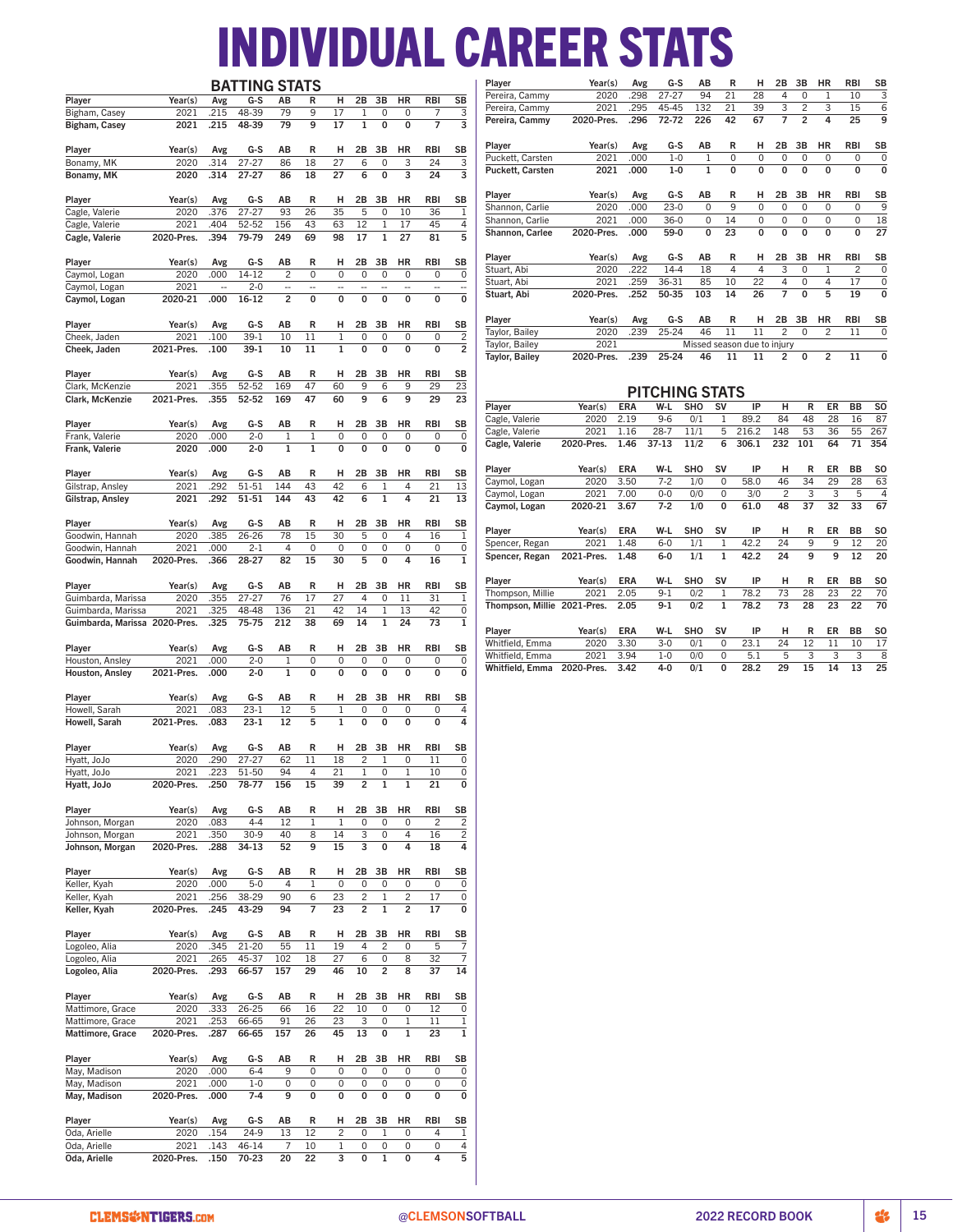# INDIVIDUAL CAREER STATS

## BATTING STATS

| Player | Year(s) | Avg | G-S | AB | R | H | 2B | 3B | HR | RBI | SB |
|---|---|---|---|---|---|---|---|---|---|---|---|
| Bigham, Casey | 2021 | .215 | 48-39 | 79 | 9 | 17 | 1 | 0 | 0 | 7 | 3 |
| **Bigham, Casey** | **2021** | **.215** | **48-39** | **79** | **9** | **17** | **1** | **0** | **0** | **7** | **3** |

| Player | Year(s) | Avg | G-S | AB | R | H | 2B | 3B | HR | RBI | SB |
|---|---|---|---|---|---|---|---|---|---|---|---|
| Bonamy, MK | 2020 | .314 | 27-27 | 86 | 18 | 27 | 6 | 0 | 3 | 24 | 3 |
| **Bonamy, MK** | **2020** | **.314** | **27-27** | **86** | **18** | **27** | **6** | **0** | **3** | **24** | **3** |

| Player | Year(s) | Avg | G-S | AB | R | H | 2B | 3B | HR | RBI | SB |
|---|---|---|---|---|---|---|---|---|---|---|---|
| Cagle, Valerie | 2020 | .376 | 27-27 | 93 | 26 | 35 | 5 | 0 | 10 | 36 | 1 |
| Cagle, Valerie | 2021 | .404 | 52-52 | 156 | 43 | 63 | 12 | 1 | 17 | 45 | 4 |
| **Cagle, Valerie** | **2020-Pres.** | **.394** | **79-79** | **249** | **69** | **98** | **17** | **1** | **27** | **81** | **5** |

| Player | Year(s) | Avg | G-S | AB | R | H | 2B | 3B | HR | RBI | SB |
|---|---|---|---|---|---|---|---|---|---|---|---|
| Caymol, Logan | 2020 | .000 | 14-12 | 2 | 0 | 0 | 0 | 0 | 0 | 0 | 0 |
| Caymol, Logan | 2021 | -- | 2-0 | -- | -- | -- | -- | -- | -- | -- | -- |
| **Caymol, Logan** | **2020-21** | **.000** | **16-12** | **2** | **0** | **0** | **0** | **0** | **0** | **0** | **0** |

| Player | Year(s) | Avg | G-S | AB | R | H | 2B | 3B | HR | RBI | SB |
|---|---|---|---|---|---|---|---|---|---|---|---|
| Cheek, Jaden | 2021 | .100 | 39-1 | 10 | 11 | 1 | 0 | 0 | 0 | 0 | 2 |
| **Cheek, Jaden** | **2021-Pres.** | **.100** | **39-1** | **10** | **11** | **1** | **0** | **0** | **0** | **0** | **2** |

| Player | Year(s) | Avg | G-S | AB | R | H | 2B | 3B | HR | RBI | SB |
|---|---|---|---|---|---|---|---|---|---|---|---|
| Clark, McKenzie | 2021 | .355 | 52-52 | 169 | 47 | 60 | 9 | 6 | 9 | 29 | 23 |
| **Clark, McKenzie** | **2021-Pres.** | **.355** | **52-52** | **169** | **47** | **60** | **9** | **6** | **9** | **29** | **23** |

| Player | Year(s) | Avg | G-S | AB | R | H | 2B | 3B | HR | RBI | SB |
|---|---|---|---|---|---|---|---|---|---|---|---|
| Frank, Valerie | 2020 | .000 | 2-0 | 1 | 1 | 0 | 0 | 0 | 0 | 0 | 0 |
| **Frank, Valerie** | **2020** | **.000** | **2-0** | **1** | **1** | **0** | **0** | **0** | **0** | **0** | **0** |

| Player | Year(s) | Avg | G-S | AB | R | H | 2B | 3B | HR | RBI | SB |
|---|---|---|---|---|---|---|---|---|---|---|---|
| Gilstrap, Ansley | 2021 | .292 | 51-51 | 144 | 43 | 42 | 6 | 1 | 4 | 21 | 13 |
| **Gilstrap, Ansley** | **2021** | **.292** | **51-51** | **144** | **43** | **42** | **6** | **1** | **4** | **21** | **13** |

| Player | Year(s) | Avg | G-S | AB | R | H | 2B | 3B | HR | RBI | SB |
|---|---|---|---|---|---|---|---|---|---|---|---|
| Goodwin, Hannah | 2020 | .385 | 26-26 | 78 | 15 | 30 | 5 | 0 | 4 | 16 | 1 |
| Goodwin, Hannah | 2021 | .000 | 2-1 | 4 | 0 | 0 | 0 | 0 | 0 | 0 | 0 |
| **Goodwin, Hannah** | **2020-Pres.** | **.366** | **28-27** | **82** | **15** | **30** | **5** | **0** | **4** | **16** | **1** |

| Player | Year(s) | Avg | G-S | AB | R | H | 2B | 3B | HR | RBI | SB |
|---|---|---|---|---|---|---|---|---|---|---|---|
| Guimbarda, Marissa | 2020 | .355 | 27-27 | 76 | 17 | 27 | 4 | 0 | 11 | 31 | 1 |
| Guimbarda, Marissa | 2021 | .325 | 48-48 | 136 | 21 | 42 | 14 | 1 | 13 | 42 | 0 |
| **Guimbarda, Marissa** | **2020-Pres.** | **.325** | **75-75** | **212** | **38** | **69** | **14** | **1** | **24** | **73** | **1** |

| Player | Year(s) | Avg | G-S | AB | R | H | 2B | 3B | HR | RBI | SB |
|---|---|---|---|---|---|---|---|---|---|---|---|
| Houston, Ansley | 2021 | .000 | 2-0 | 1 | 0 | 0 | 0 | 0 | 0 | 0 | 0 |
| **Houston, Ansley** | **2021-Pres.** | **.000** | **2-0** | **1** | **0** | **0** | **0** | **0** | **0** | **0** | **0** |

| Player | Year(s) | Avg | G-S | AB | R | H | 2B | 3B | HR | RBI | SB |
|---|---|---|---|---|---|---|---|---|---|---|---|
| Howell, Sarah | 2021 | .083 | 23-1 | 12 | 5 | 1 | 0 | 0 | 0 | 0 | 4 |
| **Howell, Sarah** | **2021-Pres.** | **.083** | **23-1** | **12** | **5** | **1** | **0** | **0** | **0** | **0** | **4** |

| Player | Year(s) | Avg | G-S | AB | R | H | 2B | 3B | HR | RBI | SB |
|---|---|---|---|---|---|---|---|---|---|---|---|
| Hyatt, JoJo | 2020 | .290 | 27-27 | 62 | 11 | 18 | 2 | 1 | 0 | 11 | 0 |
| Hyatt, JoJo | 2021 | .223 | 51-50 | 94 | 4 | 21 | 1 | 0 | 1 | 10 | 0 |
| **Hyatt, JoJo** | **2020-Pres.** | **.250** | **78-77** | **156** | **15** | **39** | **2** | **1** | **1** | **21** | **0** |

| Player | Year(s) | Avg | G-S | AB | R | H | 2B | 3B | HR | RBI | SB |
|---|---|---|---|---|---|---|---|---|---|---|---|
| Johnson, Morgan | 2020 | .083 | 4-4 | 12 | 1 | 1 | 0 | 0 | 0 | 2 | 2 |
| Johnson, Morgan | 2021 | .350 | 30-9 | 40 | 8 | 14 | 3 | 0 | 4 | 16 | 2 |
| **Johnson, Morgan** | **2020-Pres.** | **.288** | **34-13** | **52** | **9** | **15** | **3** | **0** | **4** | **18** | **4** |

| Player | Year(s) | Avg | G-S | AB | R | H | 2B | 3B | HR | RBI | SB |
|---|---|---|---|---|---|---|---|---|---|---|---|
| Keller, Kyah | 2020 | .000 | 5-0 | 4 | 1 | 0 | 0 | 0 | 0 | 0 | 0 |
| Keller, Kyah | 2021 | .256 | 38-29 | 90 | 6 | 23 | 2 | 1 | 2 | 17 | 0 |
| **Keller, Kyah** | **2020-Pres.** | **.245** | **43-29** | **94** | **7** | **23** | **2** | **1** | **2** | **17** | **0** |

| Player | Year(s) | Avg | G-S | AB | R | H | 2B | 3B | HR | RBI | SB |
|---|---|---|---|---|---|---|---|---|---|---|---|
| Logoleo, Alia | 2020 | .345 | 21-20 | 55 | 11 | 19 | 4 | 2 | 0 | 5 | 7 |
| Logoleo, Alia | 2021 | .265 | 45-37 | 102 | 18 | 27 | 6 | 0 | 8 | 32 | 7 |
| **Logoleo, Alia** | **2020-Pres.** | **.293** | **66-57** | **157** | **29** | **46** | **10** | **2** | **8** | **37** | **14** |

| Player | Year(s) | Avg | G-S | AB | R | H | 2B | 3B | HR | RBI | SB |
|---|---|---|---|---|---|---|---|---|---|---|---|
| Mattimore, Grace | 2020 | .333 | 26-25 | 66 | 16 | 22 | 10 | 0 | 0 | 12 | 0 |
| Mattimore, Grace | 2021 | .253 | 66-65 | 91 | 26 | 23 | 3 | 0 | 1 | 11 | 1 |
| **Mattimore, Grace** | **2020-Pres.** | **.287** | **66-65** | **157** | **26** | **45** | **13** | **0** | **1** | **23** | **1** |

| Player | Year(s) | Avg | G-S | AB | R | H | 2B | 3B | HR | RBI | SB |
|---|---|---|---|---|---|---|---|---|---|---|---|
| May, Madison | 2020 | .000 | 6-4 | 9 | 0 | 0 | 0 | 0 | 0 | 0 | 0 |
| May, Madison | 2021 | .000 | 1-0 | 0 | 0 | 0 | 0 | 0 | 0 | 0 | 0 |
| **May, Madison** | **2020-Pres.** | **.000** | **7-4** | **9** | **0** | **0** | **0** | **0** | **0** | **0** | **0** |

| Player | Year(s) | Avg | G-S | AB | R | H | 2B | 3B | HR | RBI | SB |
|---|---|---|---|---|---|---|---|---|---|---|---|
| Oda, Arielle | 2020 | .154 | 24-9 | 13 | 12 | 2 | 0 | 1 | 0 | 4 | 1 |
| Oda, Arielle | 2021 | .143 | 46-14 | 7 | 10 | 1 | 0 | 0 | 0 | 0 | 4 |
| **Oda, Arielle** | **2020-Pres.** | **.150** | **70-23** | **20** | **22** | **3** | **0** | **1** | **0** | **4** | **5** |

| Player | Year(s) | Avg | G-S | AB | R | H | 2B | 3B | HR | RBI | SB |
|---|---|---|---|---|---|---|---|---|---|---|---|
| Pereira, Cammy | 2020 | .298 | 27-27 | 94 | 21 | 28 | 4 | 0 | 1 | 10 | 3 |
| Pereira, Cammy | 2021 | .295 | 45-45 | 132 | 21 | 39 | 3 | 2 | 3 | 15 | 6 |
| **Pereira, Cammy** | **2020-Pres.** | **.296** | **72-72** | **226** | **42** | **67** | **7** | **2** | **4** | **25** | **9** |

| Player | Year(s) | Avg | G-S | AB | R | H | 2B | 3B | HR | RBI | SB |
|---|---|---|---|---|---|---|---|---|---|---|---|
| Puckett, Carsten | 2021 | .000 | 1-0 | 1 | 0 | 0 | 0 | 0 | 0 | 0 | 0 |
| **Puckett, Carsten** | **2021** | **.000** | **1-0** | **1** | **0** | **0** | **0** | **0** | **0** | **0** | **0** |

| Player | Year(s) | Avg | G-S | AB | R | H | 2B | 3B | HR | RBI | SB |
|---|---|---|---|---|---|---|---|---|---|---|---|
| Shannon, Carlie | 2020 | .000 | 23-0 | 0 | 9 | 0 | 0 | 0 | 0 | 0 | 9 |
| Shannon, Carlie | 2021 | .000 | 36-0 | 0 | 14 | 0 | 0 | 0 | 0 | 0 | 18 |
| **Shannon, Carlee** | **2020-Pres.** | **.000** | **59-0** | **0** | **23** | **0** | **0** | **0** | **0** | **0** | **27** |

| Player | Year(s) | Avg | G-S | AB | R | H | 2B | 3B | HR | RBI | SB |
|---|---|---|---|---|---|---|---|---|---|---|---|
| Stuart, Abi | 2020 | .222 | 14-4 | 18 | 4 | 4 | 3 | 0 | 1 | 2 | 0 |
| Stuart, Abi | 2021 | .259 | 36-31 | 85 | 10 | 22 | 4 | 0 | 4 | 17 | 0 |
| **Stuart, Abi** | **2020-Pres.** | **.252** | **50-35** | **103** | **14** | **26** | **7** | **0** | **5** | **19** | **0** |

| Player | Year(s) | Avg | G-S | AB | R | H | 2B | 3B | HR | RBI | SB |
|---|---|---|---|---|---|---|---|---|---|---|---|
| Taylor, Bailey | 2020 | .239 | 25-24 | 46 | 11 | 11 | 2 | 0 | 2 | 11 | 0 |
| Taylor, Bailey | 2021 | Missed season due to injury | | | | | | | | | |
| **Taylor, Bailey** | **2020-Pres.** | **.239** | **25-24** | **46** | **11** | **11** | **2** | **0** | **2** | **11** | **0** |

## PITCHING STATS

| Player | Year(s) | ERA | W-L | SHO | SV | IP | H | R | ER | BB | SO |
|---|---|---|---|---|---|---|---|---|---|---|---|
| Cagle, Valerie | 2020 | 2.19 | 9-6 | 0/1 | 1 | 89.2 | 84 | 48 | 28 | 16 | 87 |
| Cagle, Valerie | 2021 | 1.16 | 28-7 | 11/1 | 5 | 216.2 | 148 | 53 | 36 | 55 | 267 |
| **Cagle, Valerie** | **2020-Pres.** | **1.46** | **37-13** | **11/2** | **6** | **306.1** | **232** | **101** | **64** | **71** | **354** |

| Player | Year(s) | ERA | W-L | SHO | SV | IP | H | R | ER | BB | SO |
|---|---|---|---|---|---|---|---|---|---|---|---|
| Caymol, Logan | 2020 | 3.50 | 7-2 | 1/0 | 0 | 58.0 | 46 | 34 | 29 | 28 | 63 |
| Caymol, Logan | 2021 | 7.00 | 0-0 | 0/0 | 0 | 3/0 | 2 | 3 | 3 | 5 | 4 |
| **Caymol, Logan** | **2020-21** | **3.67** | **7-2** | **1/0** | **0** | **61.0** | **48** | **37** | **32** | **33** | **67** |

| Player | Year(s) | ERA | W-L | SHO | SV | IP | H | R | ER | BB | SO |
|---|---|---|---|---|---|---|---|---|---|---|---|
| Spencer, Regan | 2021 | 1.48 | 6-0 | 1/1 | 1 | 42.2 | 24 | 9 | 9 | 12 | 20 |
| **Spencer, Regan** | **2021-Pres.** | **1.48** | **6-0** | **1/1** | **1** | **42.2** | **24** | **9** | **9** | **12** | **20** |

| Player | Year(s) | ERA | W-L | SHO | SV | IP | H | R | ER | BB | SO |
|---|---|---|---|---|---|---|---|---|---|---|---|
| Thompson, Millie | 2021 | 2.05 | 9-1 | 0/2 | 1 | 78.2 | 73 | 28 | 23 | 22 | 70 |
| **Thompson, Millie** | **2021-Pres.** | **2.05** | **9-1** | **0/2** | **1** | **78.2** | **73** | **28** | **23** | **22** | **70** |

| Player | Year(s) | ERA | W-L | SHO | SV | IP | H | R | ER | BB | SO |
|---|---|---|---|---|---|---|---|---|---|---|---|
| Whitfield, Emma | 2020 | 3.30 | 3-0 | 0/1 | 0 | 23.1 | 24 | 12 | 11 | 10 | 17 |
| Whitfield, Emma | 2021 | 3.94 | 1-0 | 0/0 | 0 | 5.1 | 5 | 3 | 3 | 3 | 8 |
| **Whitfield, Emma** | **2020-Pres.** | **3.42** | **4-0** | **0/1** | **0** | **28.2** | **29** | **15** | **14** | **13** | **25** |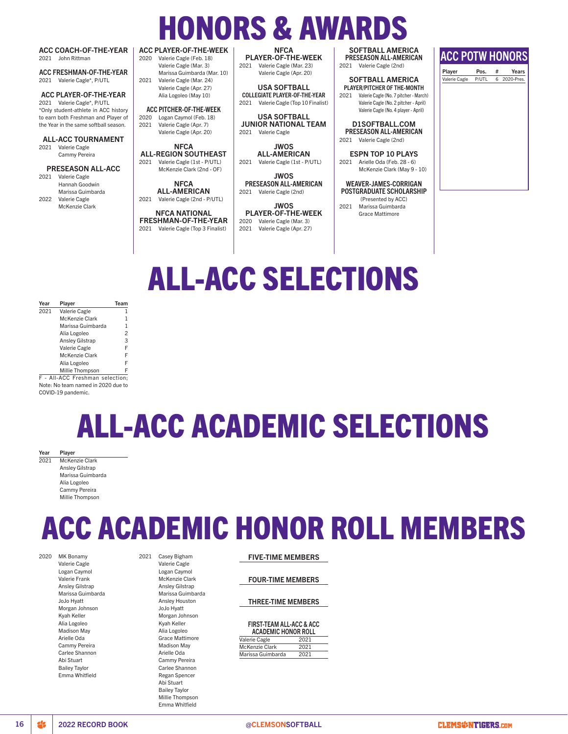# HONORS & AWARDS

### ACC COACH-OF-THE-YEAR
2021 John Rittman

### ACC FRESHMAN-OF-THE-YEAR
2021 Valerie Cagle*, P/UTL

### ACC PLAYER-OF-THE-YEAR
2021 Valerie Cagle*, P/UTL

*Only student-athlete in ACC history to earn both Freshman and Player of the Year in the same softball season.

### ALL-ACC TOURNAMENT
2021 Valerie Cagle
Cammy Pereira

### PRESEASON ALL-ACC
2021 Valerie Cagle
Hannah Goodwin
Marissa Guimbarda
2022 Valerie Cagle
McKenzie Clark

### ACC PLAYER-OF-THE-WEEK
2020 Valerie Cagle (Feb. 18)
Valerie Cagle (Mar. 3)
Marissa Guimbarda (Mar. 10)
2021 Valerie Cagle (Mar. 24)
Valerie Cagle (Apr. 27)
Alia Logoleo (May 10)

### ACC PITCHER-OF-THE-WEEK
2020 Logan Caymol (Feb. 18)
2021 Valerie Cagle (Apr. 7)
Valerie Cagle (Apr. 20)

### NFCA ALL-REGION SOUTHEAST
2021 Valerie Cagle (1st - P/UTL)
McKenzie Clark (2nd - OF)

### NFCA ALL-AMERICAN
2021 Valerie Cagle (2nd - P/UTL)

### NFCA NATIONAL FRESHMAN-OF-THE-YEAR
2021 Valerie Cagle (Top 3 Finalist)

### NFCA PLAYER-OF-THE-WEEK
2021 Valerie Cagle (Mar. 23)
Valerie Cagle (Apr. 20)

### USA SOFTBALL COLLEGIATE PLAYER-OF-THE-YEAR
2021 Valerie Cagle (Top 10 Finalist)

### USA SOFTBALL JUNIOR NATIONAL TEAM
2021 Valerie Cagle

### JWOS ALL-AMERICAN
2021 Valerie Cagle (1st - P/UTL)

### JWOS PRESEASON ALL-AMERICAN
2021 Valerie Cagle (2nd)

### JWOS PLAYER-OF-THE-WEEK
2020 Valerie Cagle (Mar. 3)
2021 Valerie Cagle (Apr. 27)

### SOFTBALL AMERICA PRESEASON ALL-AMERICAN
2021 Valerie Cagle (2nd)

### SOFTBALL AMERICA PLAYER/PITCHER OF THE-MONTH
2021 Valerie Cagle (No. 7 pitcher - March)
Valerie Cagle (No. 2 pitcher - April)
Valerie Cagle (No. 4 player - April)

### D1SOFTBALL.COM PRESEASON ALL-AMERICAN
2021 Valerie Cagle (2nd)

### ESPN TOP 10 PLAYS
2021 Arielle Oda (Feb. 28 - 6)
McKenzie Clark (May 9 - 10)

### WEAVER-JAMES-CORRIGAN POSTGRADUATE SCHOLARSHIP
(Presented by ACC)
2021 Marissa Guimbarda
Grace Mattimore

## ACC POTW HONORS

| Player | Pos. | # | Years |
|---|---|---|---|
| Valerie Cagle | P/UTL | 6 | 2020-Pres. |

# ALL-ACC SELECTIONS

| Year | Player | Team |
|---|---|---|
| 2021 | Valerie Cagle | 1 |
| | McKenzie Clark | 1 |
| | Marissa Guimbarda | 1 |
| | Alia Logoleo | 2 |
| | Ansley Gilstrap | 3 |
| | Valerie Cagle | F |
| | McKenzie Clark | F |
| | Alia Logoleo | F |
| | Millie Thompson | F |

F - All-ACC Freshman selection; Note: No team named in 2020 due to COVID-19 pandemic.

# ALL-ACC ACADEMIC SELECTIONS

| Year | Player |
|---|---|
| 2021 | McKenzie Clark |
| | Ansley Gilstrap |
| | Marissa Guimbarda |
| | Alia Logoleo |
| | Cammy Pereira |
| | Millie Thompson |

# ACC ACADEMIC HONOR ROLL MEMBERS

2020 MK Bonamy
Valerie Cagle
Logan Caymol
Valerie Frank
Ansley Gilstrap
Marissa Guimbarda
JoJo Hyatt
Morgan Johnson
Kyah Keller
Alia Logoleo
Madison May
Arielle Oda
Cammy Pereira
Carlee Shannon
Abi Stuart
Bailey Taylor
Emma Whitfield

2021 Casey Bigham
Valerie Cagle
Logan Caymol
McKenzie Clark
Ansley Gilstrap
Marissa Guimbarda
Ansley Houston
JoJo Hyatt
Morgan Johnson
Kyah Keller
Alia Logoleo
Grace Mattimore
Madison May
Arielle Oda
Cammy Pereira
Carlee Shannon
Regan Spencer
Abi Stuart
Bailey Taylor
Millie Thompson
Emma Whitfield

### FIVE-TIME MEMBERS

### FOUR-TIME MEMBERS

### THREE-TIME MEMBERS

### FIRST-TEAM ALL-ACC & ACC ACADEMIC HONOR ROLL

| | |
|---|---|
| Valerie Cagle | 2021 |
| McKenzie Clark | 2021 |
| Marissa Guimbarda | 2021 |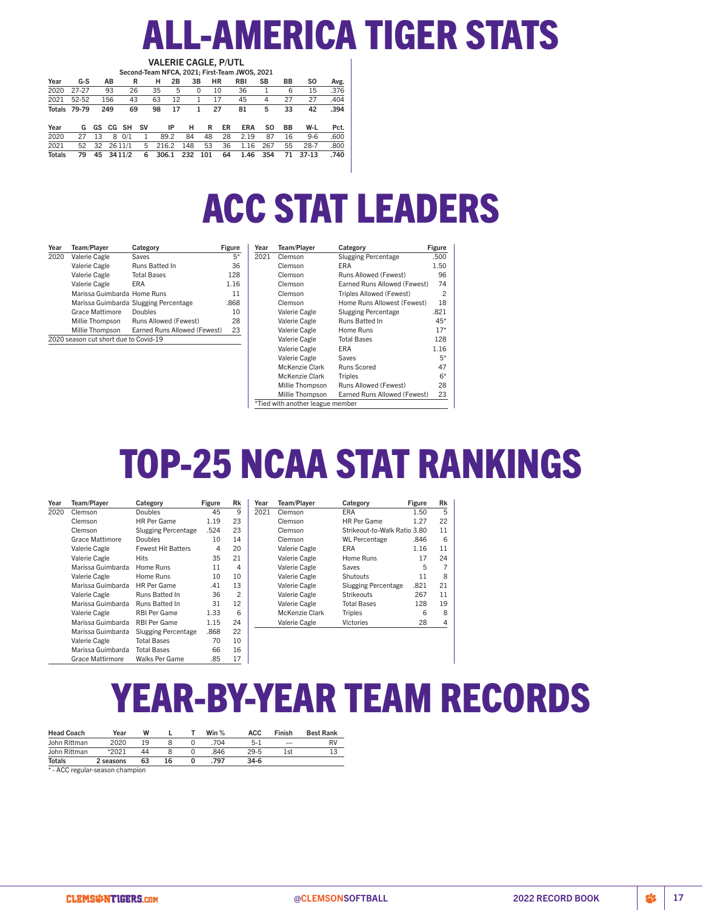# ALL-AMERICA TIGER STATS

## VALERIE CAGLE, P/UTL

Second-Team NFCA, 2021; First-Team JWOS, 2021

| Year | G-S | AB | R | H | 2B | 3B | HR | RBI | SB | BB | SO | Avg. |
|---|---|---|---|---|---|---|---|---|---|---|---|---|
| 2020 | 27-27 | 93 | 26 | 35 | 5 | 0 | 10 | 36 | 1 | 6 | 15 | .376 |
| 2021 | 52-52 | 156 | 43 | 63 | 12 | 1 | 17 | 45 | 4 | 27 | 27 | .404 |
| **Totals** | **79-79** | **249** | **69** | **98** | **17** | **1** | **27** | **81** | **5** | **33** | **42** | **.394** |

| Year | G | GS | CG | SH | SV | IP | H | R | ER | ERA | SO | BB | W-L | Pct. |
|---|---|---|---|---|---|---|---|---|---|---|---|---|---|---|
| 2020 | 27 | 13 | 8 | 0/1 | 1 | 89.2 | 84 | 48 | 28 | 2.19 | 87 | 16 | 9-6 | .600 |
| 2021 | 52 | 32 | 26 | 11/1 | 5 | 216.2 | 148 | 53 | 36 | 1.16 | 267 | 55 | 28-7 | .800 |
| **Totals** | **79** | **45** | **34** | **11/2** | **6** | **306.1** | **232** | **101** | **64** | **1.46** | **354** | **71** | **37-13** | **.740** |

# ACC STAT LEADERS

| Year | Team/Player | Category | Figure |
|---|---|---|---|
| 2020 | Valerie Cagle | Saves | 5* |
| | Valerie Cagle | Runs Batted In | 36 |
| | Valerie Cagle | Total Bases | 128 |
| | Valerie Cagle | ERA | 1.16 |
| | Marissa Guimbarda | Home Runs | 11 |
| | Marissa Guimbarda | Slugging Percentage | .868 |
| | Grace Mattimore | Doubles | 10 |
| | Millie Thompson | Runs Allowed (Fewest) | 28 |
| | Millie Thompson | Earned Runs Allowed (Fewest) | 23 |

2020 season cut short due to Covid-19

| Year | Team/Player | Category | Figure |
|---|---|---|---|
| 2021 | Clemson | Slugging Percentage | .500 |
| | Clemson | ERA | 1.50 |
| | Clemson | Runs Allowed (Fewest) | 96 |
| | Clemson | Earned Runs Allowed (Fewest) | 74 |
| | Clemson | Triples Allowed (Fewest) | 2 |
| | Clemson | Home Runs Allowest (Fewest) | 18 |
| | Valerie Cagle | Slugging Percentage | .821 |
| | Valerie Cagle | Runs Batted In | 45* |
| | Valerie Cagle | Home Runs | 17* |
| | Valerie Cagle | Total Bases | 128 |
| | Valerie Cagle | ERA | 1.16 |
| | Valerie Cagle | Saves | 5* |
| | McKenzie Clark | Runs Scored | 47 |
| | McKenzie Clark | Triples | 6* |
| | Millie Thompson | Runs Allowed (Fewest) | 28 |
| | Millie Thompson | Earned Runs Allowed (Fewest) | 23 |

*Tied with another league member

# TOP-25 NCAA STAT RANKINGS

| Year | Team/Player | Category | Figure | Rk |
|---|---|---|---|---|
| 2020 | Clemson | Doubles | 45 | 9 |
| | Clemson | HR Per Game | 1.19 | 23 |
| | Clemson | Slugging Percentage | .524 | 23 |
| | Grace Mattimore | Doubles | 10 | 14 |
| | Valerie Cagle | Fewest Hit Batters | 4 | 20 |
| | Valerie Cagle | Hits | 35 | 21 |
| | Marissa Guimbarda | Home Runs | 11 | 4 |
| | Valerie Cagle | Home Runs | 10 | 10 |
| | Marissa Guimbarda | HR Per Game | .41 | 13 |
| | Valerie Cagle | Runs Batted In | 36 | 2 |
| | Marissa Guimbarda | Runs Batted In | 31 | 12 |
| | Valerie Cagle | RBI Per Game | 1.33 | 6 |
| | Marissa Guimbarda | RBI Per Game | 1.15 | 24 |
| | Marissa Guimbarda | Slugging Percentage | .868 | 22 |
| | Valerie Cagle | Total Bases | 70 | 10 |
| | Marissa Guimbarda | Total Bases | 66 | 16 |
| | Grace Mattirmore | Walks Per Game | .85 | 17 |

| Year | Team/Player | Category | Figure | Rk |
|---|---|---|---|---|
| 2021 | Clemson | ERA | 1.50 | 5 |
| | Clemson | HR Per Game | 1.27 | 22 |
| | Clemson | Strikeout-to-Walk Ratio | 3.80 | 11 |
| | Clemson | WL Percentage | .846 | 6 |
| | Valerie Cagle | ERA | 1.16 | 11 |
| | Valerie Cagle | Home Runs | 17 | 24 |
| | Valerie Cagle | Saves | 5 | 7 |
| | Valerie Cagle | Shutouts | 11 | 8 |
| | Valerie Cagle | Slugging Percentage | .821 | 21 |
| | Valerie Cagle | Strikeouts | 267 | 11 |
| | Valerie Cagle | Total Bases | 128 | 19 |
| | McKenzie Clark | Triples | 6 | 8 |
| | Valerie Cagle | Victories | 28 | 4 |

# YEAR-BY-YEAR TEAM RECORDS

| Head Coach | Year | W | L | T | Win % | ACC | Finish | Best Rank |
|---|---|---|---|---|---|---|---|---|
| John Rittman | 2020 | 19 | 8 | 0 | .704 | 5-1 | --- | RV |
| John Rittman | *2021 | 44 | 8 | 0 | .846 | 29-5 | 1st | 13 |
| **Totals** | **2 seasons** | **63** | **16** | **0** | **.797** | **34-6** | | |

* - ACC regular-season champion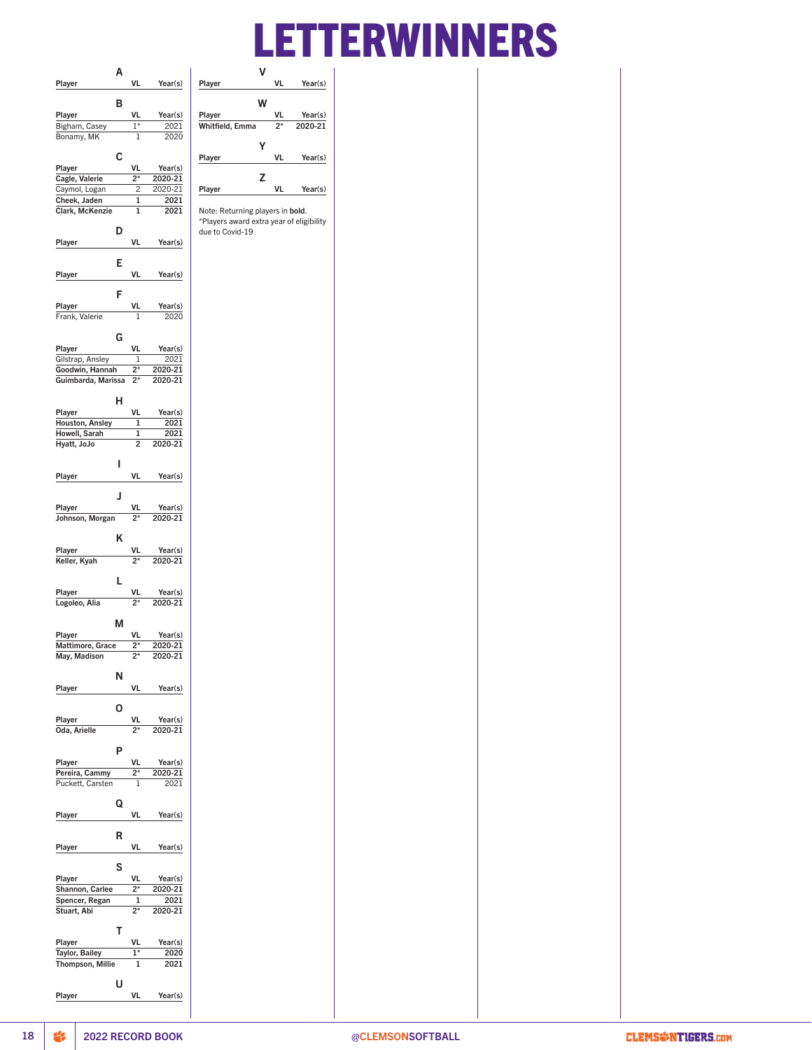# LETTERWINNERS

### A

| Player | VL | Year(s) |
|---|---|---|

### B

| Player | VL | Year(s) |
|---|---|---|
| Bigham, Casey | 1* | 2021 |
| Bonamy, MK | 1 | 2020 |

### C

| Player | VL | Year(s) |
|---|---|---|
| **Cagle, Valerie** | **2*** | **2020-21** |
| Caymol, Logan | 2 | 2020-21 |
| **Cheek, Jaden** | **1** | **2021** |
| **Clark, McKenzie** | **1** | **2021** |

### D

| Player | VL | Year(s) |
|---|---|---|

### E

| Player | VL | Year(s) |
|---|---|---|

### F

| Player | VL | Year(s) |
|---|---|---|
| Frank, Valerie | 1 | 2020 |

### G

| Player | VL | Year(s) |
|---|---|---|
| Gilstrap, Ansley | 1 | 2021 |
| **Goodwin, Hannah** | **2*** | **2020-21** |
| **Guimbarda, Marissa** | **2*** | **2020-21** |

### H

| Player | VL | Year(s) |
|---|---|---|
| **Houston, Ansley** | **1** | **2021** |
| **Howell, Sarah** | **1** | **2021** |
| **Hyatt, JoJo** | **2** | **2020-21** |

### I

| Player | VL | Year(s) |
|---|---|---|

### J

| Player | VL | Year(s) |
|---|---|---|
| **Johnson, Morgan** | **2*** | **2020-21** |

### K

| Player | VL | Year(s) |
|---|---|---|
| **Keller, Kyah** | **2*** | **2020-21** |

### L

| Player | VL | Year(s) |
|---|---|---|
| **Logoleo, Alia** | **2*** | **2020-21** |

### M

| Player | VL | Year(s) |
|---|---|---|
| **Mattimore, Grace** | **2*** | **2020-21** |
| **May, Madison** | **2*** | **2020-21** |

### N

| Player | VL | Year(s) |
|---|---|---|

### O

| Player | VL | Year(s) |
|---|---|---|
| **Oda, Arielle** | **2*** | **2020-21** |

### P

| Player | VL | Year(s) |
|---|---|---|
| **Pereira, Cammy** | **2*** | **2020-21** |
| Puckett, Carsten | 1 | 2021 |

### Q

| Player | VL | Year(s) |
|---|---|---|

### R

| Player | VL | Year(s) |
|---|---|---|

### S

| Player | VL | Year(s) |
|---|---|---|
| **Shannon, Carlee** | **2*** | **2020-21** |
| **Spencer, Regan** | **1** | **2021** |
| **Stuart, Abi** | **2*** | **2020-21** |

### T

| Player | VL | Year(s) |
|---|---|---|
| **Taylor, Bailey** | **1*** | **2020** |
| **Thompson, Millie** | **1** | **2021** |

### U

| Player | VL | Year(s) |
|---|---|---|

### V

| Player | VL | Year(s) |
|---|---|---|

### W

| Player | VL | Year(s) |
|---|---|---|
| **Whitfield, Emma** | **2*** | **2020-21** |

### Y

| Player | VL | Year(s) |
|---|---|---|

### Z

| Player | VL | Year(s) |
|---|---|---|

Note: Returning players in **bold**.
*Players award extra year of eligibility due to Covid-19